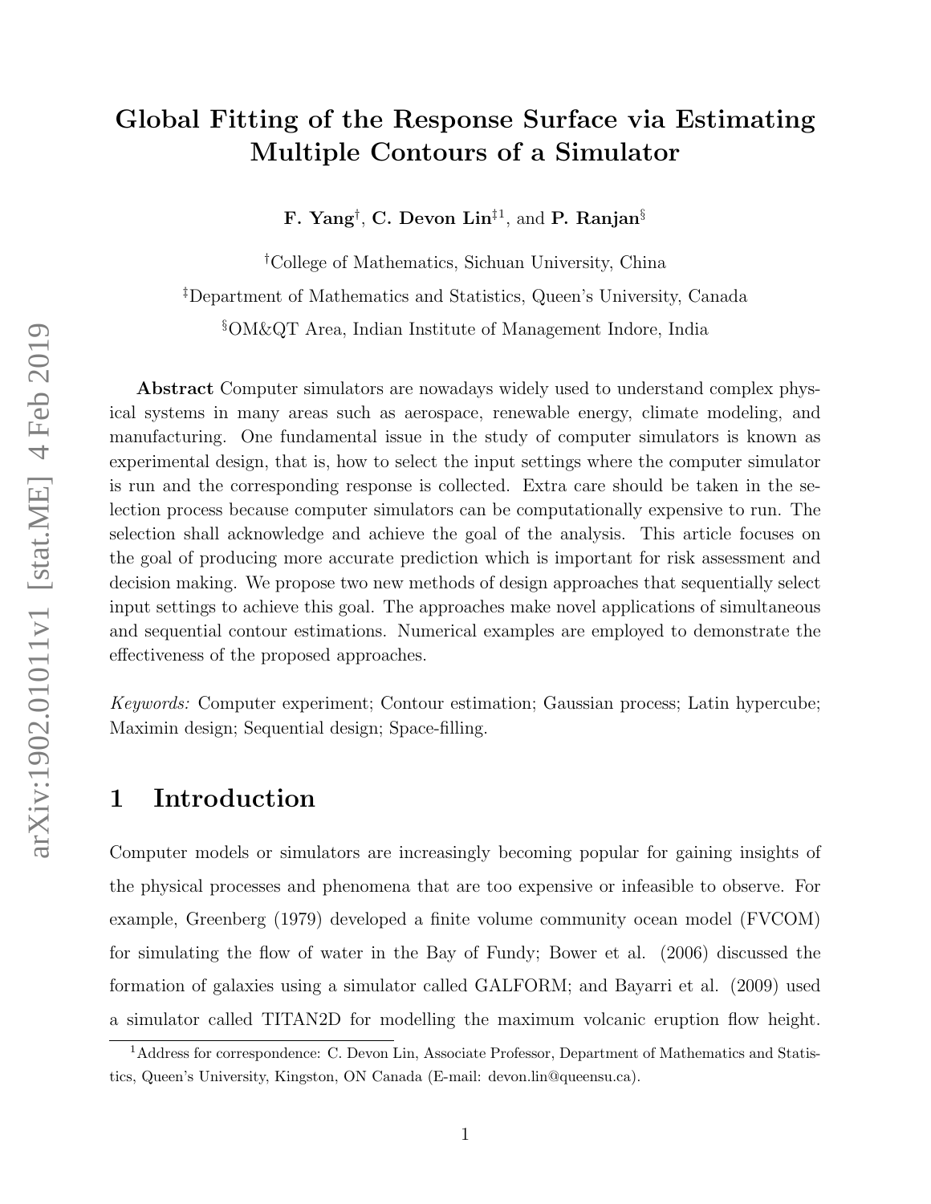# Global Fitting of the Response Surface via Estimating Multiple Contours of a Simulator

**F. Yang**[†], **C. Devon Lin**[‡1], and **P. Ranjan**[§]

[†]College of Mathematics, Sichuan University, China

[‡]Department of Mathematics and Statistics, Queen's University, Canada

[§]OM&QT Area, Indian Institute of Management Indore, India

**Abstract** Computer simulators are nowadays widely used to understand complex physical systems in many areas such as aerospace, renewable energy, climate modeling, and manufacturing. One fundamental issue in the study of computer simulators is known as experimental design, that is, how to select the input settings where the computer simulator is run and the corresponding response is collected. Extra care should be taken in the selection process because computer simulators can be computationally expensive to run. The selection shall acknowledge and achieve the goal of the analysis. This article focuses on the goal of producing more accurate prediction which is important for risk assessment and decision making. We propose two new methods of design approaches that sequentially select input settings to achieve this goal. The approaches make novel applications of simultaneous and sequential contour estimations. Numerical examples are employed to demonstrate the effectiveness of the proposed approaches.

*Keywords:* Computer experiment; Contour estimation; Gaussian process; Latin hypercube; Maximin design; Sequential design; Space-filling.

## 1 Introduction

Computer models or simulators are increasingly becoming popular for gaining insights of the physical processes and phenomena that are too expensive or infeasible to observe. For example, Greenberg (1979) developed a finite volume community ocean model (FVCOM) for simulating the flow of water in the Bay of Fundy; Bower et al. (2006) discussed the formation of galaxies using a simulator called GALFORM; and Bayarri et al. (2009) used a simulator called TITAN2D for modelling the maximum volcanic eruption flow height.

[1]Address for correspondence: C. Devon Lin, Associate Professor, Department of Mathematics and Statistics, Queen's University, Kingston, ON Canada (E-mail: devon.lin@queensu.ca).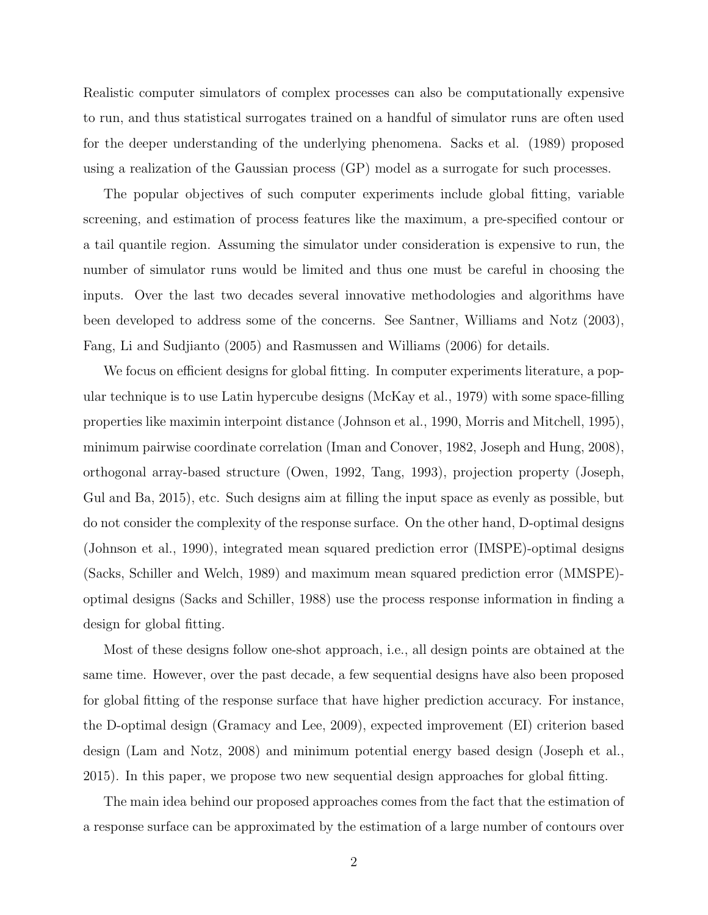Realistic computer simulators of complex processes can also be computationally expensive to run, and thus statistical surrogates trained on a handful of simulator runs are often used for the deeper understanding of the underlying phenomena. Sacks et al. (1989) proposed using a realization of the Gaussian process (GP) model as a surrogate for such processes.

The popular objectives of such computer experiments include global fitting, variable screening, and estimation of process features like the maximum, a pre-specified contour or a tail quantile region. Assuming the simulator under consideration is expensive to run, the number of simulator runs would be limited and thus one must be careful in choosing the inputs. Over the last two decades several innovative methodologies and algorithms have been developed to address some of the concerns. See Santner, Williams and Notz (2003), Fang, Li and Sudjianto (2005) and Rasmussen and Williams (2006) for details.

We focus on efficient designs for global fitting. In computer experiments literature, a popular technique is to use Latin hypercube designs (McKay et al., 1979) with some space-filling properties like maximin interpoint distance (Johnson et al., 1990, Morris and Mitchell, 1995), minimum pairwise coordinate correlation (Iman and Conover, 1982, Joseph and Hung, 2008), orthogonal array-based structure (Owen, 1992, Tang, 1993), projection property (Joseph, Gul and Ba, 2015), etc. Such designs aim at filling the input space as evenly as possible, but do not consider the complexity of the response surface. On the other hand, D-optimal designs (Johnson et al., 1990), integrated mean squared prediction error (IMSPE)-optimal designs (Sacks, Schiller and Welch, 1989) and maximum mean squared prediction error (MMSPE)-optimal designs (Sacks and Schiller, 1988) use the process response information in finding a design for global fitting.

Most of these designs follow one-shot approach, i.e., all design points are obtained at the same time. However, over the past decade, a few sequential designs have also been proposed for global fitting of the response surface that have higher prediction accuracy. For instance, the D-optimal design (Gramacy and Lee, 2009), expected improvement (EI) criterion based design (Lam and Notz, 2008) and minimum potential energy based design (Joseph et al., 2015). In this paper, we propose two new sequential design approaches for global fitting.

The main idea behind our proposed approaches comes from the fact that the estimation of a response surface can be approximated by the estimation of a large number of contours over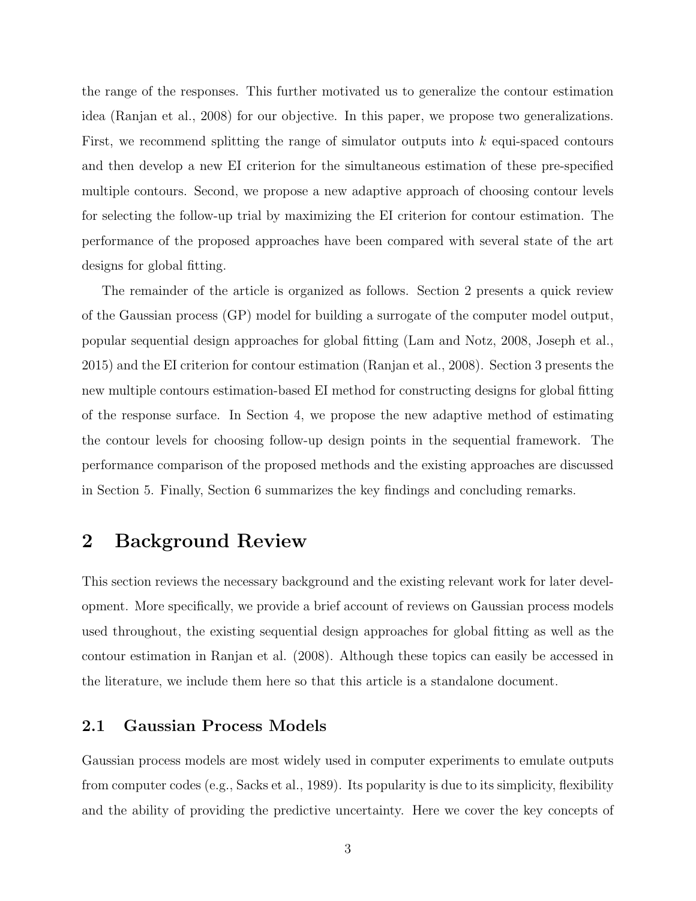the range of the responses. This further motivated us to generalize the contour estimation idea (Ranjan et al., 2008) for our objective. In this paper, we propose two generalizations. First, we recommend splitting the range of simulator outputs into $k$ equi-spaced contours and then develop a new EI criterion for the simultaneous estimation of these pre-specified multiple contours. Second, we propose a new adaptive approach of choosing contour levels for selecting the follow-up trial by maximizing the EI criterion for contour estimation. The performance of the proposed approaches have been compared with several state of the art designs for global fitting.

The remainder of the article is organized as follows. Section 2 presents a quick review of the Gaussian process (GP) model for building a surrogate of the computer model output, popular sequential design approaches for global fitting (Lam and Notz, 2008, Joseph et al., 2015) and the EI criterion for contour estimation (Ranjan et al., 2008). Section 3 presents the new multiple contours estimation-based EI method for constructing designs for global fitting of the response surface. In Section 4, we propose the new adaptive method of estimating the contour levels for choosing follow-up design points in the sequential framework. The performance comparison of the proposed methods and the existing approaches are discussed in Section 5. Finally, Section 6 summarizes the key findings and concluding remarks.

# 2 Background Review

This section reviews the necessary background and the existing relevant work for later development. More specifically, we provide a brief account of reviews on Gaussian process models used throughout, the existing sequential design approaches for global fitting as well as the contour estimation in Ranjan et al. (2008). Although these topics can easily be accessed in the literature, we include them here so that this article is a standalone document.

## 2.1 Gaussian Process Models

Gaussian process models are most widely used in computer experiments to emulate outputs from computer codes (e.g., Sacks et al., 1989). Its popularity is due to its simplicity, flexibility and the ability of providing the predictive uncertainty. Here we cover the key concepts of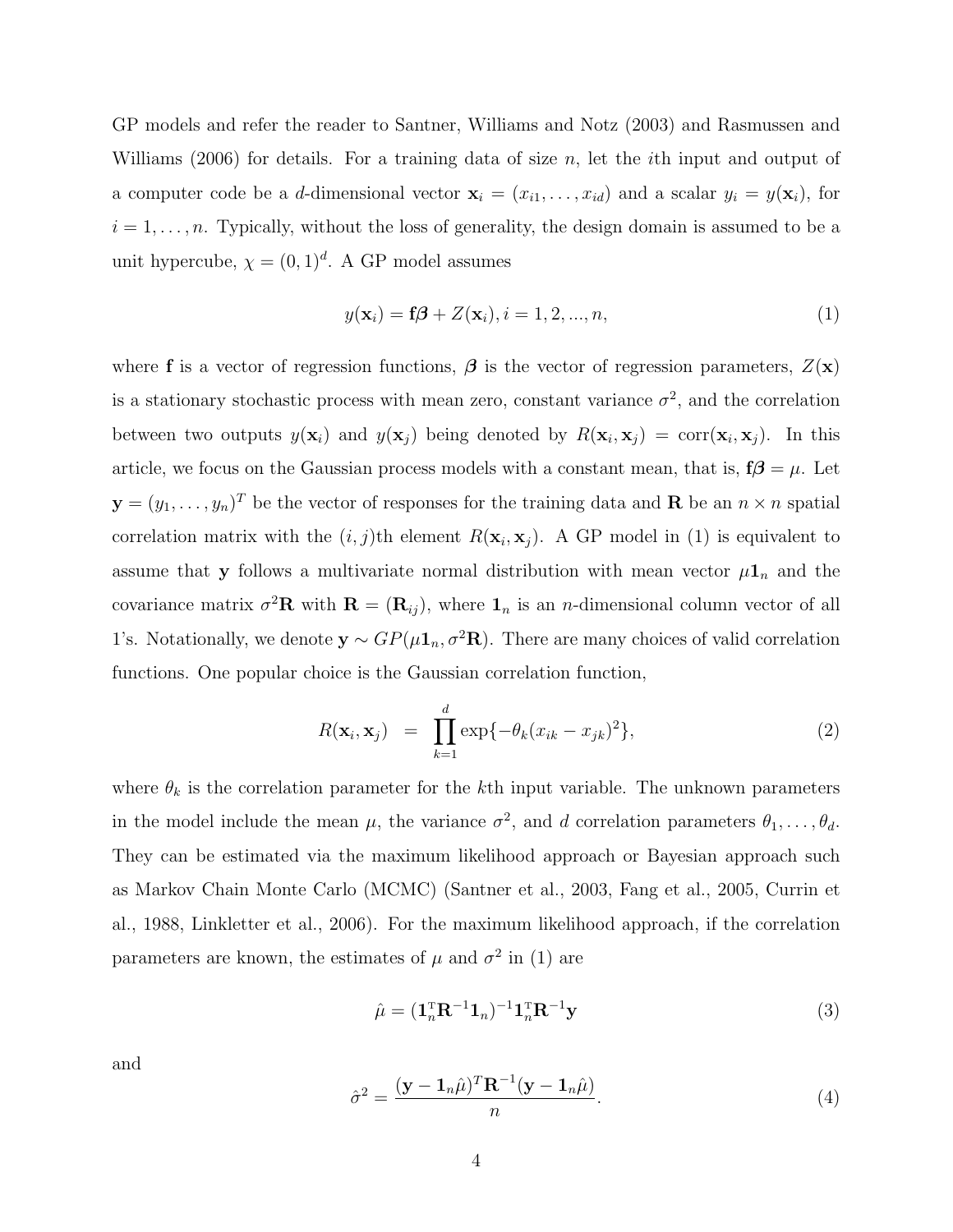GP models and refer the reader to Santner, Williams and Notz (2003) and Rasmussen and Williams (2006) for details. For a training data of size $n$, let the $i$th input and output of a computer code be a $d$-dimensional vector $\mathbf{x}_i = (x_{i1}, \ldots, x_{id})$ and a scalar $y_i = y(\mathbf{x}_i)$, for $i = 1, \ldots, n$. Typically, without the loss of generality, the design domain is assumed to be a unit hypercube, $\chi = (0, 1)^d$. A GP model assumes

$$y(\mathbf{x}_i) = \mathbf{f}\boldsymbol{\beta} + Z(\mathbf{x}_i), i = 1, 2, ..., n, \tag{1}$$

where $\mathbf{f}$ is a vector of regression functions, $\boldsymbol{\beta}$ is the vector of regression parameters, $Z(\mathbf{x})$ is a stationary stochastic process with mean zero, constant variance $\sigma^2$, and the correlation between two outputs $y(\mathbf{x}_i)$ and $y(\mathbf{x}_j)$ being denoted by $R(\mathbf{x}_i, \mathbf{x}_j) = \text{corr}(\mathbf{x}_i, \mathbf{x}_j)$. In this article, we focus on the Gaussian process models with a constant mean, that is, $\mathbf{f}\boldsymbol{\beta} = \mu$. Let $\mathbf{y} = (y_1, \ldots, y_n)^T$ be the vector of responses for the training data and $\mathbf{R}$ be an $n \times n$ spatial correlation matrix with the $(i, j)$th element $R(\mathbf{x}_i, \mathbf{x}_j)$. A GP model in (1) is equivalent to assume that $\mathbf{y}$ follows a multivariate normal distribution with mean vector $\mu \mathbf{1}_n$ and the covariance matrix $\sigma^2 \mathbf{R}$ with $\mathbf{R} = (\mathbf{R}_{ij})$, where $\mathbf{1}_n$ is an $n$-dimensional column vector of all 1's. Notationally, we denote $\mathbf{y} \sim GP(\mu \mathbf{1}_n, \sigma^2 \mathbf{R})$. There are many choices of valid correlation functions. One popular choice is the Gaussian correlation function,

$$R(\mathbf{x}_i, \mathbf{x}_j) = \prod_{k=1}^{d} \exp\{-\theta_k (x_{ik} - x_{jk})^2\}, \tag{2}$$

where $\theta_k$ is the correlation parameter for the $k$th input variable. The unknown parameters in the model include the mean $\mu$, the variance $\sigma^2$, and $d$ correlation parameters $\theta_1, \ldots, \theta_d$. They can be estimated via the maximum likelihood approach or Bayesian approach such as Markov Chain Monte Carlo (MCMC) (Santner et al., 2003, Fang et al., 2005, Currin et al., 1988, Linkletter et al., 2006). For the maximum likelihood approach, if the correlation parameters are known, the estimates of $\mu$ and $\sigma^2$ in (1) are

$$\hat{\mu} = (\mathbf{1}_n^{\mathrm{T}} \mathbf{R}^{-1} \mathbf{1}_n)^{-1} \mathbf{1}_n^{\mathrm{T}} \mathbf{R}^{-1} \mathbf{y} \tag{3}$$

and

$$\hat{\sigma}^2 = \frac{(\mathbf{y} - \mathbf{1}_n \hat{\mu})^T \mathbf{R}^{-1} (\mathbf{y} - \mathbf{1}_n \hat{\mu})}{n}. \tag{4}$$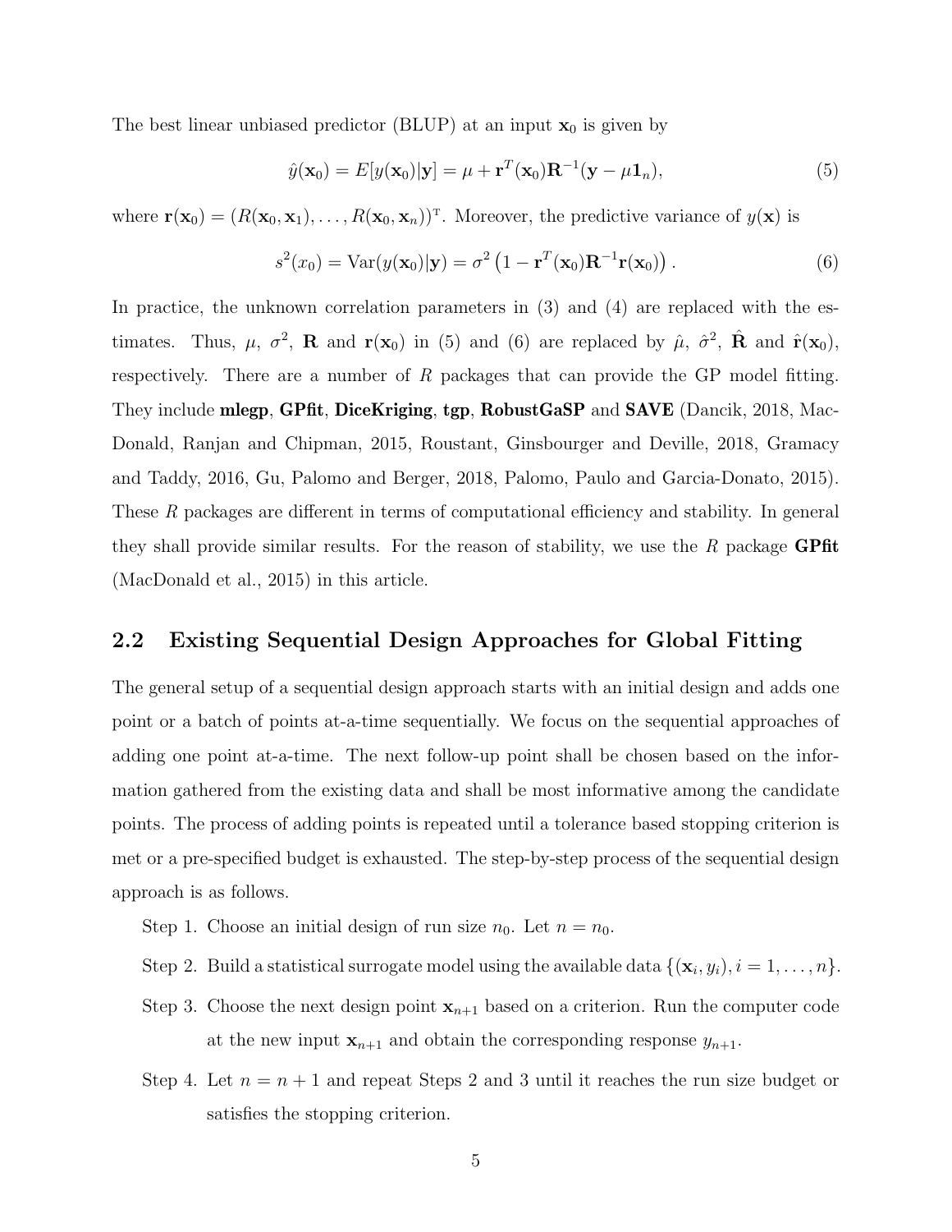The best linear unbiased predictor (BLUP) at an input $\mathbf{x}_0$ is given by

$$\hat{y}(\mathbf{x}_0) = E[y(\mathbf{x}_0)|\mathbf{y}] = \mu + \mathbf{r}^T(\mathbf{x}_0)\mathbf{R}^{-1}(\mathbf{y} - \mu\mathbf{1}_n), \tag{5}$$

where $\mathbf{r}(\mathbf{x}_0) = (R(\mathbf{x}_0, \mathbf{x}_1), \ldots, R(\mathbf{x}_0, \mathbf{x}_n))^\top$. Moreover, the predictive variance of $y(\mathbf{x})$ is

$$s^2(x_0) = \text{Var}(y(\mathbf{x}_0)|\mathbf{y}) = \sigma^2 \left(1 - \mathbf{r}^T(\mathbf{x}_0)\mathbf{R}^{-1}\mathbf{r}(\mathbf{x}_0)\right). \tag{6}$$

In practice, the unknown correlation parameters in (3) and (4) are replaced with the estimates. Thus, $\mu$, $\sigma^2$, $\mathbf{R}$ and $\mathbf{r}(\mathbf{x}_0)$ in (5) and (6) are replaced by $\hat{\mu}$, $\hat{\sigma}^2$, $\hat{\mathbf{R}}$ and $\hat{\mathbf{r}}(\mathbf{x}_0)$, respectively. There are a number of *R* packages that can provide the GP model fitting. They include **mlegp**, **GPfit**, **DiceKriging**, **tgp**, **RobustGaSP** and **SAVE** (Dancik, 2018, MacDonald, Ranjan and Chipman, 2015, Roustant, Ginsbourger and Deville, 2018, Gramacy and Taddy, 2016, Gu, Palomo and Berger, 2018, Palomo, Paulo and Garcia-Donato, 2015). These *R* packages are different in terms of computational efficiency and stability. In general they shall provide similar results. For the reason of stability, we use the *R* package **GPfit** (MacDonald et al., 2015) in this article.

## 2.2 Existing Sequential Design Approaches for Global Fitting

The general setup of a sequential design approach starts with an initial design and adds one point or a batch of points at-a-time sequentially. We focus on the sequential approaches of adding one point at-a-time. The next follow-up point shall be chosen based on the information gathered from the existing data and shall be most informative among the candidate points. The process of adding points is repeated until a tolerance based stopping criterion is met or a pre-specified budget is exhausted. The step-by-step process of the sequential design approach is as follows.

Step 1. Choose an initial design of run size $n_0$. Let $n = n_0$.

Step 2. Build a statistical surrogate model using the available data $\{(\mathbf{x}_i, y_i), i = 1, \ldots, n\}$.

Step 3. Choose the next design point $\mathbf{x}_{n+1}$ based on a criterion. Run the computer code at the new input $\mathbf{x}_{n+1}$ and obtain the corresponding response $y_{n+1}$.

Step 4. Let $n = n + 1$ and repeat Steps 2 and 3 until it reaches the run size budget or satisfies the stopping criterion.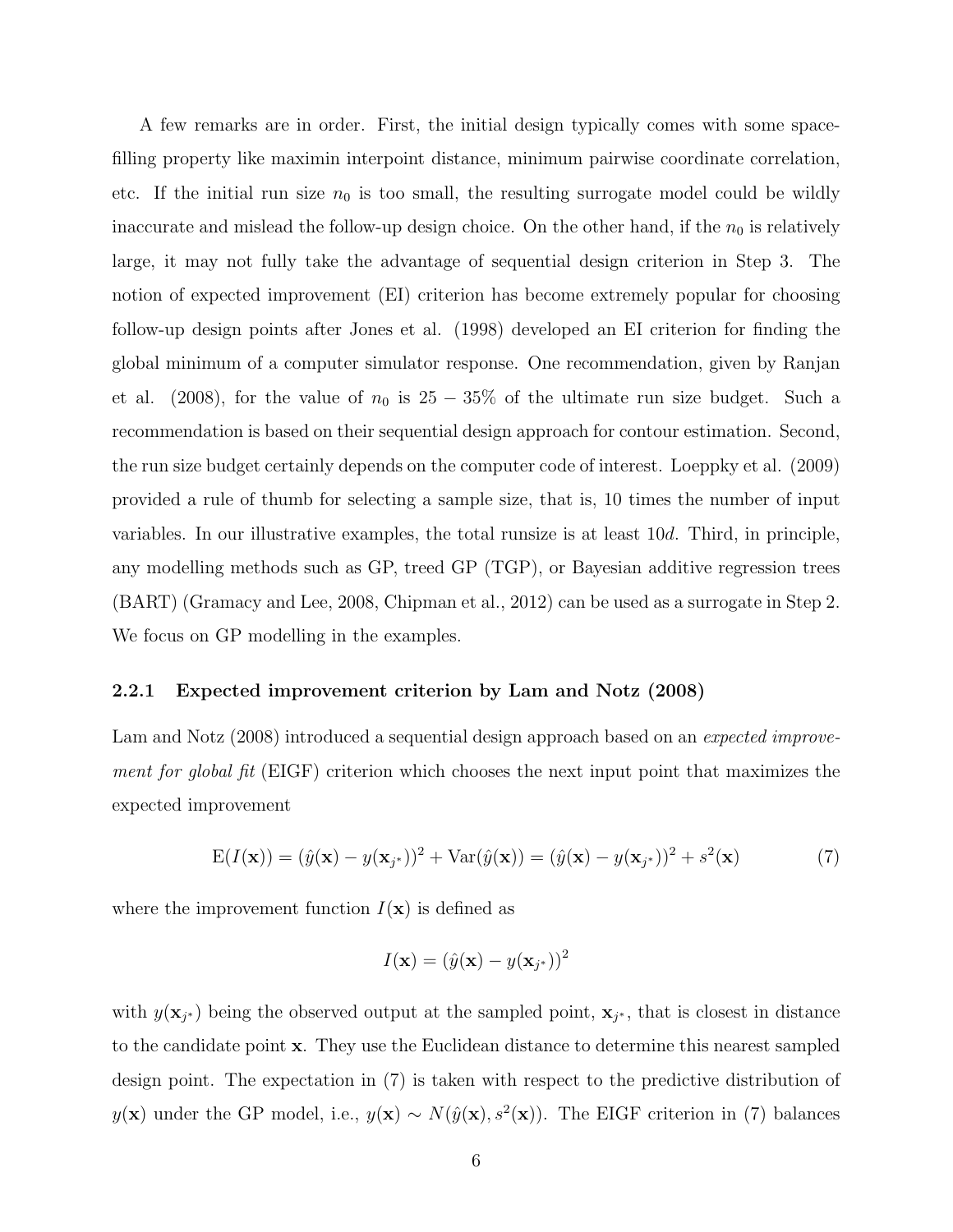A few remarks are in order. First, the initial design typically comes with some space-filling property like maximin interpoint distance, minimum pairwise coordinate correlation, etc. If the initial run size $n_0$ is too small, the resulting surrogate model could be wildly inaccurate and mislead the follow-up design choice. On the other hand, if the $n_0$ is relatively large, it may not fully take the advantage of sequential design criterion in Step 3. The notion of expected improvement (EI) criterion has become extremely popular for choosing follow-up design points after Jones et al. (1998) developed an EI criterion for finding the global minimum of a computer simulator response. One recommendation, given by Ranjan et al. (2008), for the value of $n_0$ is $25 - 35\%$ of the ultimate run size budget. Such a recommendation is based on their sequential design approach for contour estimation. Second, the run size budget certainly depends on the computer code of interest. Loeppky et al. (2009) provided a rule of thumb for selecting a sample size, that is, 10 times the number of input variables. In our illustrative examples, the total runsize is at least $10d$. Third, in principle, any modelling methods such as GP, treed GP (TGP), or Bayesian additive regression trees (BART) (Gramacy and Lee, 2008, Chipman et al., 2012) can be used as a surrogate in Step 2. We focus on GP modelling in the examples.

### 2.2.1 Expected improvement criterion by Lam and Notz (2008)

Lam and Notz (2008) introduced a sequential design approach based on an *expected improvement for global fit* (EIGF) criterion which chooses the next input point that maximizes the expected improvement

$$\mathrm{E}(I(\mathbf{x})) = (\hat{y}(\mathbf{x}) - y(\mathbf{x}_{j^*}))^2 + \mathrm{Var}(\hat{y}(\mathbf{x})) = (\hat{y}(\mathbf{x}) - y(\mathbf{x}_{j^*}))^2 + s^2(\mathbf{x}) \tag{7}$$

where the improvement function $I(\mathbf{x})$ is defined as

$$I(\mathbf{x}) = (\hat{y}(\mathbf{x}) - y(\mathbf{x}_{j^*}))^2$$

with $y(\mathbf{x}_{j^*})$ being the observed output at the sampled point, $\mathbf{x}_{j^*}$, that is closest in distance to the candidate point $\mathbf{x}$. They use the Euclidean distance to determine this nearest sampled design point. The expectation in (7) is taken with respect to the predictive distribution of $y(\mathbf{x})$ under the GP model, i.e., $y(\mathbf{x}) \sim N(\hat{y}(\mathbf{x}), s^2(\mathbf{x}))$. The EIGF criterion in (7) balances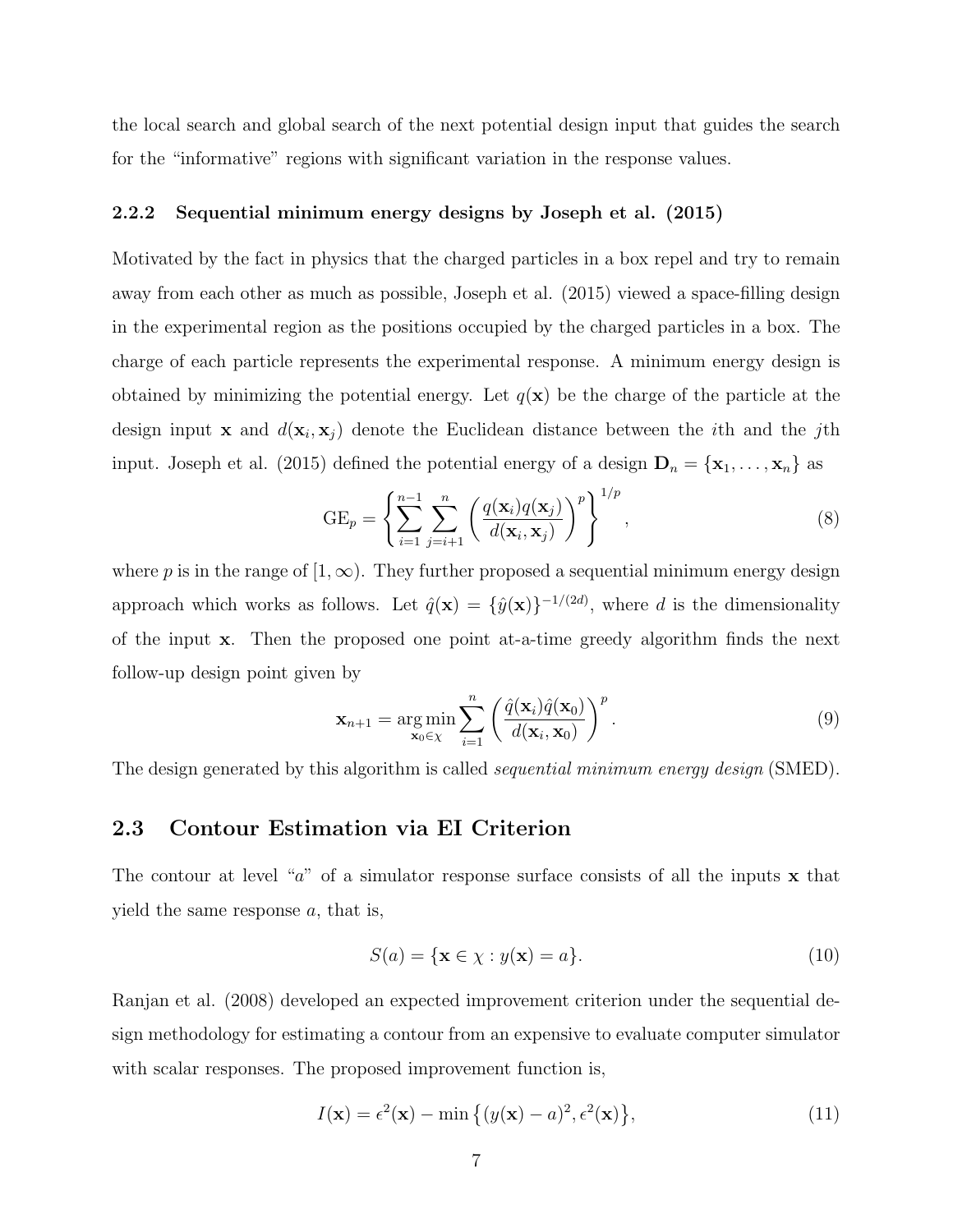the local search and global search of the next potential design input that guides the search for the "informative" regions with significant variation in the response values.

### 2.2.2 Sequential minimum energy designs by Joseph et al. (2015)

Motivated by the fact in physics that the charged particles in a box repel and try to remain away from each other as much as possible, Joseph et al. (2015) viewed a space-filling design in the experimental region as the positions occupied by the charged particles in a box. The charge of each particle represents the experimental response. A minimum energy design is obtained by minimizing the potential energy. Let $q(\mathbf{x})$ be the charge of the particle at the design input $\mathbf{x}$ and $d(\mathbf{x}_i, \mathbf{x}_j)$ denote the Euclidean distance between the $i$th and the $j$th input. Joseph et al. (2015) defined the potential energy of a design $\mathbf{D}_n = \{\mathbf{x}_1, \ldots, \mathbf{x}_n\}$ as

$$\mathrm{GE}_p = \left\{ \sum_{i=1}^{n-1} \sum_{j=i+1}^{n} \left( \frac{q(\mathbf{x}_i) q(\mathbf{x}_j)}{d(\mathbf{x}_i, \mathbf{x}_j)} \right)^p \right\}^{1/p}, \tag{8}$$

where $p$ is in the range of $[1, \infty)$. They further proposed a sequential minimum energy design approach which works as follows. Let $\hat{q}(\mathbf{x}) = \{\hat{y}(\mathbf{x})\}^{-1/(2d)}$, where $d$ is the dimensionality of the input $\mathbf{x}$. Then the proposed one point at-a-time greedy algorithm finds the next follow-up design point given by

$$\mathbf{x}_{n+1} = \arg\min_{\mathbf{x}_0 \in \chi} \sum_{i=1}^{n} \left( \frac{\hat{q}(\mathbf{x}_i) \hat{q}(\mathbf{x}_0)}{d(\mathbf{x}_i, \mathbf{x}_0)} \right)^p. \tag{9}$$

The design generated by this algorithm is called *sequential minimum energy design* (SMED).

## 2.3 Contour Estimation via EI Criterion

The contour at level "$a$" of a simulator response surface consists of all the inputs $\mathbf{x}$ that yield the same response $a$, that is,

$$S(a) = \{\mathbf{x} \in \chi : y(\mathbf{x}) = a\}. \tag{10}$$

Ranjan et al. (2008) developed an expected improvement criterion under the sequential design methodology for estimating a contour from an expensive to evaluate computer simulator with scalar responses. The proposed improvement function is,

$$I(\mathbf{x}) = \epsilon^2(\mathbf{x}) - \min\left\{(y(\mathbf{x}) - a)^2, \epsilon^2(\mathbf{x})\right\}, \tag{11}$$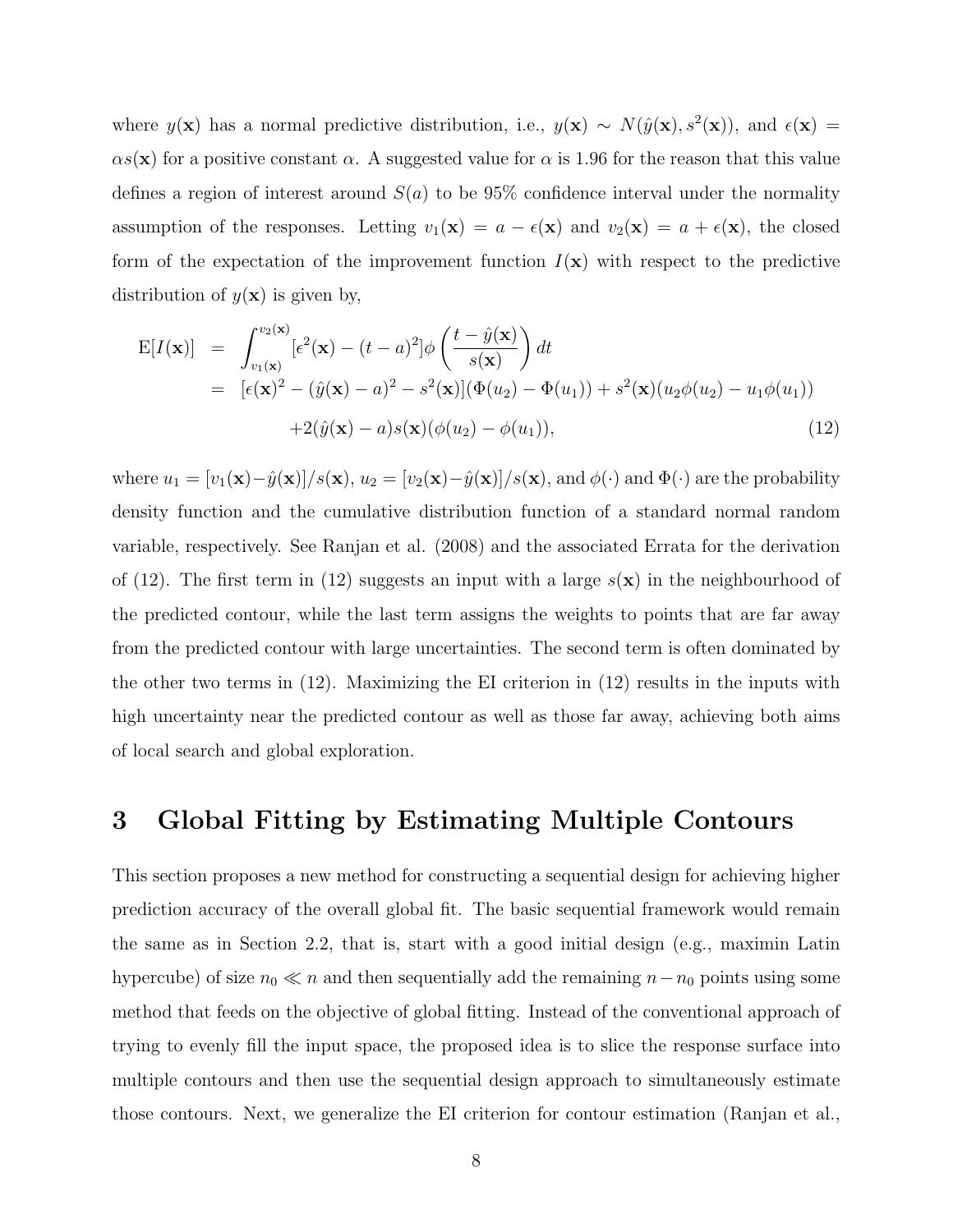where $y(\mathbf{x})$ has a normal predictive distribution, i.e., $y(\mathbf{x}) \sim N(\hat{y}(\mathbf{x}), s^2(\mathbf{x}))$, and $\epsilon(\mathbf{x}) = \alpha s(\mathbf{x})$ for a positive constant $\alpha$. A suggested value for $\alpha$ is 1.96 for the reason that this value defines a region of interest around $S(a)$ to be 95% confidence interval under the normality assumption of the responses. Letting $v_1(\mathbf{x}) = a - \epsilon(\mathbf{x})$ and $v_2(\mathbf{x}) = a + \epsilon(\mathbf{x})$, the closed form of the expectation of the improvement function $I(\mathbf{x})$ with respect to the predictive distribution of $y(\mathbf{x})$ is given by,

$$
\begin{aligned}
\mathrm{E}[I(\mathbf{x})] &= \int_{v_1(\mathbf{x})}^{v_2(\mathbf{x})} [\epsilon^2(\mathbf{x}) - (t-a)^2] \phi\left(\frac{t - \hat{y}(\mathbf{x})}{s(\mathbf{x})}\right) dt \\
&= [\epsilon(\mathbf{x})^2 - (\hat{y}(\mathbf{x}) - a)^2 - s^2(\mathbf{x})](\Phi(u_2) - \Phi(u_1)) + s^2(\mathbf{x})(u_2\phi(u_2) - u_1\phi(u_1)) \\
&\qquad + 2(\hat{y}(\mathbf{x}) - a)s(\mathbf{x})(\phi(u_2) - \phi(u_1)),
\end{aligned} \tag{12}
$$

where $u_1 = [v_1(\mathbf{x}) - \hat{y}(\mathbf{x})]/s(\mathbf{x})$, $u_2 = [v_2(\mathbf{x}) - \hat{y}(\mathbf{x})]/s(\mathbf{x})$, and $\phi(\cdot)$ and $\Phi(\cdot)$ are the probability density function and the cumulative distribution function of a standard normal random variable, respectively. See Ranjan et al. (2008) and the associated Errata for the derivation of (12). The first term in (12) suggests an input with a large $s(\mathbf{x})$ in the neighbourhood of the predicted contour, while the last term assigns the weights to points that are far away from the predicted contour with large uncertainties. The second term is often dominated by the other two terms in (12). Maximizing the EI criterion in (12) results in the inputs with high uncertainty near the predicted contour as well as those far away, achieving both aims of local search and global exploration.

# 3 Global Fitting by Estimating Multiple Contours

This section proposes a new method for constructing a sequential design for achieving higher prediction accuracy of the overall global fit. The basic sequential framework would remain the same as in Section 2.2, that is, start with a good initial design (e.g., maximin Latin hypercube) of size $n_0 \ll n$ and then sequentially add the remaining $n - n_0$ points using some method that feeds on the objective of global fitting. Instead of the conventional approach of trying to evenly fill the input space, the proposed idea is to slice the response surface into multiple contours and then use the sequential design approach to simultaneously estimate those contours. Next, we generalize the EI criterion for contour estimation (Ranjan et al.,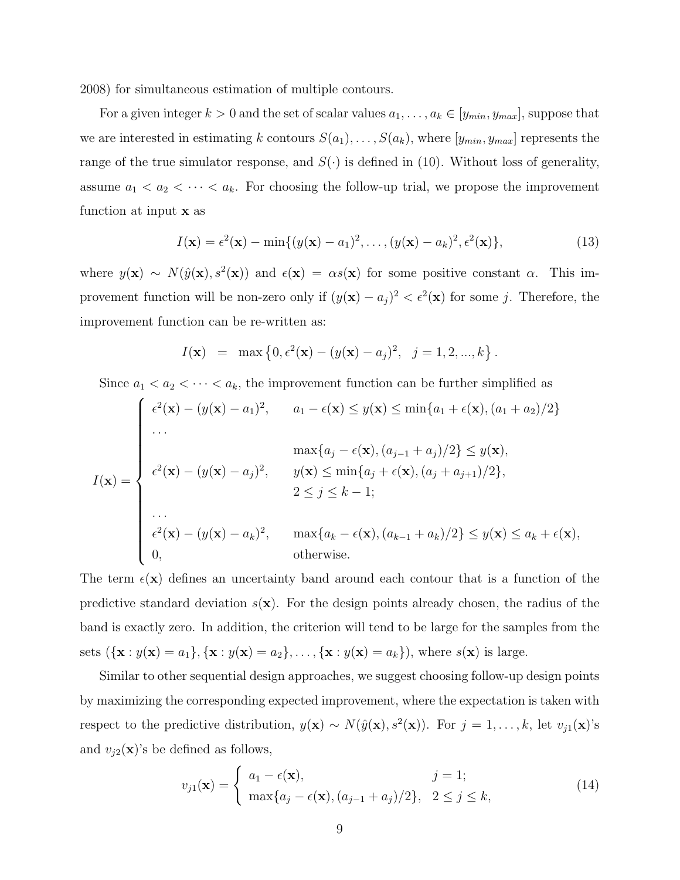2008) for simultaneous estimation of multiple contours.

For a given integer $k > 0$ and the set of scalar values $a_1, \ldots, a_k \in [y_{min}, y_{max}]$, suppose that we are interested in estimating $k$ contours $S(a_1), \ldots, S(a_k)$, where $[y_{min}, y_{max}]$ represents the range of the true simulator response, and $S(\cdot)$ is defined in (10). Without loss of generality, assume $a_1 < a_2 < \cdots < a_k$. For choosing the follow-up trial, we propose the improvement function at input $\mathbf{x}$ as

$$I(\mathbf{x}) = \epsilon^2(\mathbf{x}) - \min\{(y(\mathbf{x}) - a_1)^2, \ldots, (y(\mathbf{x}) - a_k)^2, \epsilon^2(\mathbf{x})\}, \tag{13}$$

where $y(\mathbf{x}) \sim N(\hat{y}(\mathbf{x}), s^2(\mathbf{x}))$ and $\epsilon(\mathbf{x}) = \alpha s(\mathbf{x})$ for some positive constant $\alpha$. This improvement function will be non-zero only if $(y(\mathbf{x}) - a_j)^2 < \epsilon^2(\mathbf{x})$ for some $j$. Therefore, the improvement function can be re-written as:

$$I(\mathbf{x}) \;\; = \;\; \max\left\{0, \epsilon^2(\mathbf{x}) - (y(\mathbf{x}) - a_j)^2, \;\; j = 1, 2, ..., k\right\}.$$

Since $a_1 < a_2 < \cdots < a_k$, the improvement function can be further simplified as

$$I(\mathbf{x}) = \begin{cases} \epsilon^2(\mathbf{x}) - (y(\mathbf{x}) - a_1)^2, & a_1 - \epsilon(\mathbf{x}) \le y(\mathbf{x}) \le \min\{a_1 + \epsilon(\mathbf{x}), (a_1 + a_2)/2\} \\ \cdots & \\ & \max\{a_j - \epsilon(\mathbf{x}), (a_{j-1} + a_j)/2\} \le y(\mathbf{x}), \\ \epsilon^2(\mathbf{x}) - (y(\mathbf{x}) - a_j)^2, & y(\mathbf{x}) \le \min\{a_j + \epsilon(\mathbf{x}), (a_j + a_{j+1})/2\}, \\ & 2 \le j \le k - 1; \\ \cdots & \\ \epsilon^2(\mathbf{x}) - (y(\mathbf{x}) - a_k)^2, & \max\{a_k - \epsilon(\mathbf{x}), (a_{k-1} + a_k)/2\} \le y(\mathbf{x}) \le a_k + \epsilon(\mathbf{x}), \\ 0, & \text{otherwise.} \end{cases}$$

The term $\epsilon(\mathbf{x})$ defines an uncertainty band around each contour that is a function of the predictive standard deviation $s(\mathbf{x})$. For the design points already chosen, the radius of the band is exactly zero. In addition, the criterion will tend to be large for the samples from the sets $(\{\mathbf{x} : y(\mathbf{x}) = a_1\}, \{\mathbf{x} : y(\mathbf{x}) = a_2\}, \ldots, \{\mathbf{x} : y(\mathbf{x}) = a_k\})$, where $s(\mathbf{x})$ is large.

Similar to other sequential design approaches, we suggest choosing follow-up design points by maximizing the corresponding expected improvement, where the expectation is taken with respect to the predictive distribution, $y(\mathbf{x}) \sim N(\hat{y}(\mathbf{x}), s^2(\mathbf{x}))$. For $j = 1, \ldots, k$, let $v_{j1}(\mathbf{x})$'s and $v_{j2}(\mathbf{x})$'s be defined as follows,

$$v_{j1}(\mathbf{x}) = \begin{cases} a_1 - \epsilon(\mathbf{x}), & j = 1; \\ \max\{a_j - \epsilon(\mathbf{x}), (a_{j-1} + a_j)/2\}, & 2 \le j \le k, \end{cases} \tag{14}$$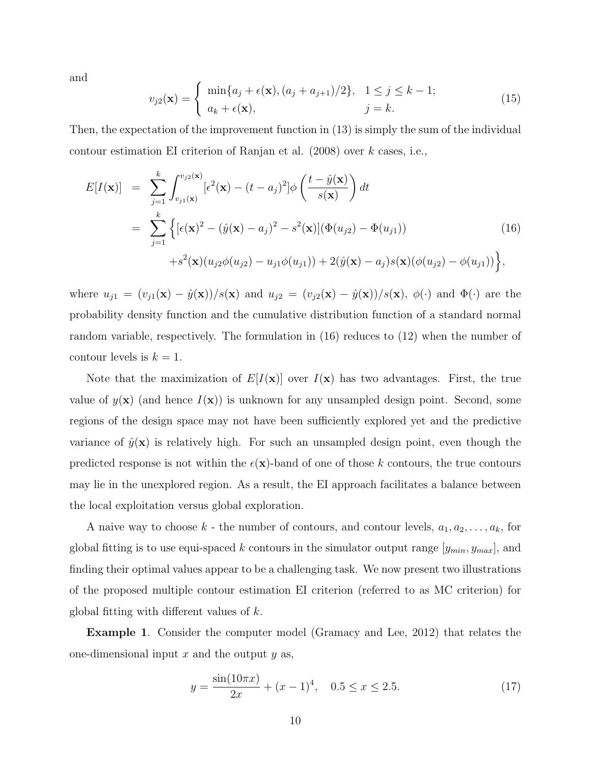and

$$
v_{j2}(\mathbf{x}) = \begin{cases} \min\{a_j + \epsilon(\mathbf{x}), (a_j + a_{j+1})/2\}, & 1 \le j \le k-1; \\ a_k + \epsilon(\mathbf{x}), & j = k. \end{cases} \tag{15}
$$

Then, the expectation of the improvement function in (13) is simply the sum of the individual contour estimation EI criterion of Ranjan et al. (2008) over $k$ cases, i.e.,

$$
\begin{aligned}
E[I(\mathbf{x})] &= \sum_{j=1}^{k} \int_{v_{j1}(\mathbf{x})}^{v_{j2}(\mathbf{x})} [\epsilon^2(\mathbf{x}) - (t - a_j)^2] \phi\left(\frac{t - \hat{y}(\mathbf{x})}{s(\mathbf{x})}\right) dt \\
&= \sum_{j=1}^{k} \Big\{ [\epsilon(\mathbf{x})^2 - (\hat{y}(\mathbf{x}) - a_j)^2 - s^2(\mathbf{x})](\Phi(u_{j2}) - \Phi(u_{j1})) \\
&\qquad + s^2(\mathbf{x})(u_{j2}\phi(u_{j2}) - u_{j1}\phi(u_{j1})) + 2(\hat{y}(\mathbf{x}) - a_j)s(\mathbf{x})(\phi(u_{j2}) - \phi(u_{j1})) \Big\},
\end{aligned} \tag{16}
$$

where $u_{j1} = (v_{j1}(\mathbf{x}) - \hat{y}(\mathbf{x}))/s(\mathbf{x})$ and $u_{j2} = (v_{j2}(\mathbf{x}) - \hat{y}(\mathbf{x}))/s(\mathbf{x})$, $\phi(\cdot)$ and $\Phi(\cdot)$ are the probability density function and the cumulative distribution function of a standard normal random variable, respectively. The formulation in (16) reduces to (12) when the number of contour levels is $k = 1$.

Note that the maximization of $E[I(\mathbf{x})]$ over $I(\mathbf{x})$ has two advantages. First, the true value of $y(\mathbf{x})$ (and hence $I(\mathbf{x})$) is unknown for any unsampled design point. Second, some regions of the design space may not have been sufficiently explored yet and the predictive variance of $\hat{y}(\mathbf{x})$ is relatively high. For such an unsampled design point, even though the predicted response is not within the $\epsilon(\mathbf{x})$-band of one of those $k$ contours, the true contours may lie in the unexplored region. As a result, the EI approach facilitates a balance between the local exploitation versus global exploration.

A naive way to choose $k$ - the number of contours, and contour levels, $a_1, a_2, \ldots, a_k$, for global fitting is to use equi-spaced $k$ contours in the simulator output range $[y_{min}, y_{max}]$, and finding their optimal values appear to be a challenging task. We now present two illustrations of the proposed multiple contour estimation EI criterion (referred to as MC criterion) for global fitting with different values of $k$.

**Example 1**. Consider the computer model (Gramacy and Lee, 2012) that relates the one-dimensional input $x$ and the output $y$ as,

$$
y = \frac{\sin(10\pi x)}{2x} + (x-1)^4, \quad 0.5 \le x \le 2.5. \tag{17}
$$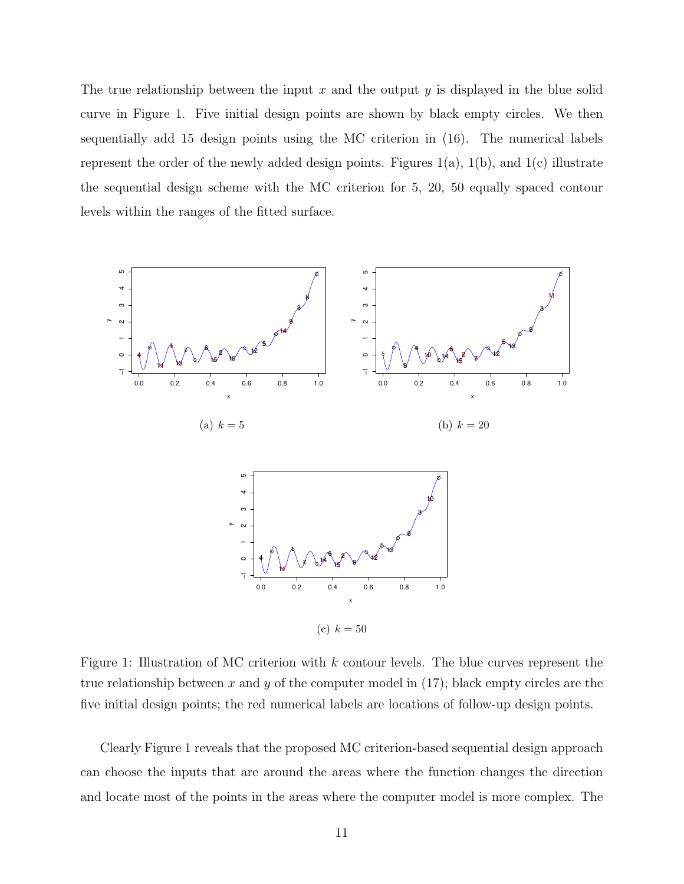The true relationship between the input $x$ and the output $y$ is displayed in the blue solid curve in Figure 1. Five initial design points are shown by black empty circles. We then sequentially add 15 design points using the MC criterion in (16). The numerical labels represent the order of the newly added design points. Figures 1(a), 1(b), and 1(c) illustrate the sequential design scheme with the MC criterion for 5, 20, 50 equally spaced contour levels within the ranges of the fitted surface.

(a) $k = 5$

(b) $k = 20$

(c) $k = 50$

Figure 1: Illustration of MC criterion with $k$ contour levels. The blue curves represent the true relationship between $x$ and $y$ of the computer model in (17); black empty circles are the five initial design points; the red numerical labels are locations of follow-up design points.

Clearly Figure 1 reveals that the proposed MC criterion-based sequential design approach can choose the inputs that are around the areas where the function changes the direction and locate most of the points in the areas where the computer model is more complex. The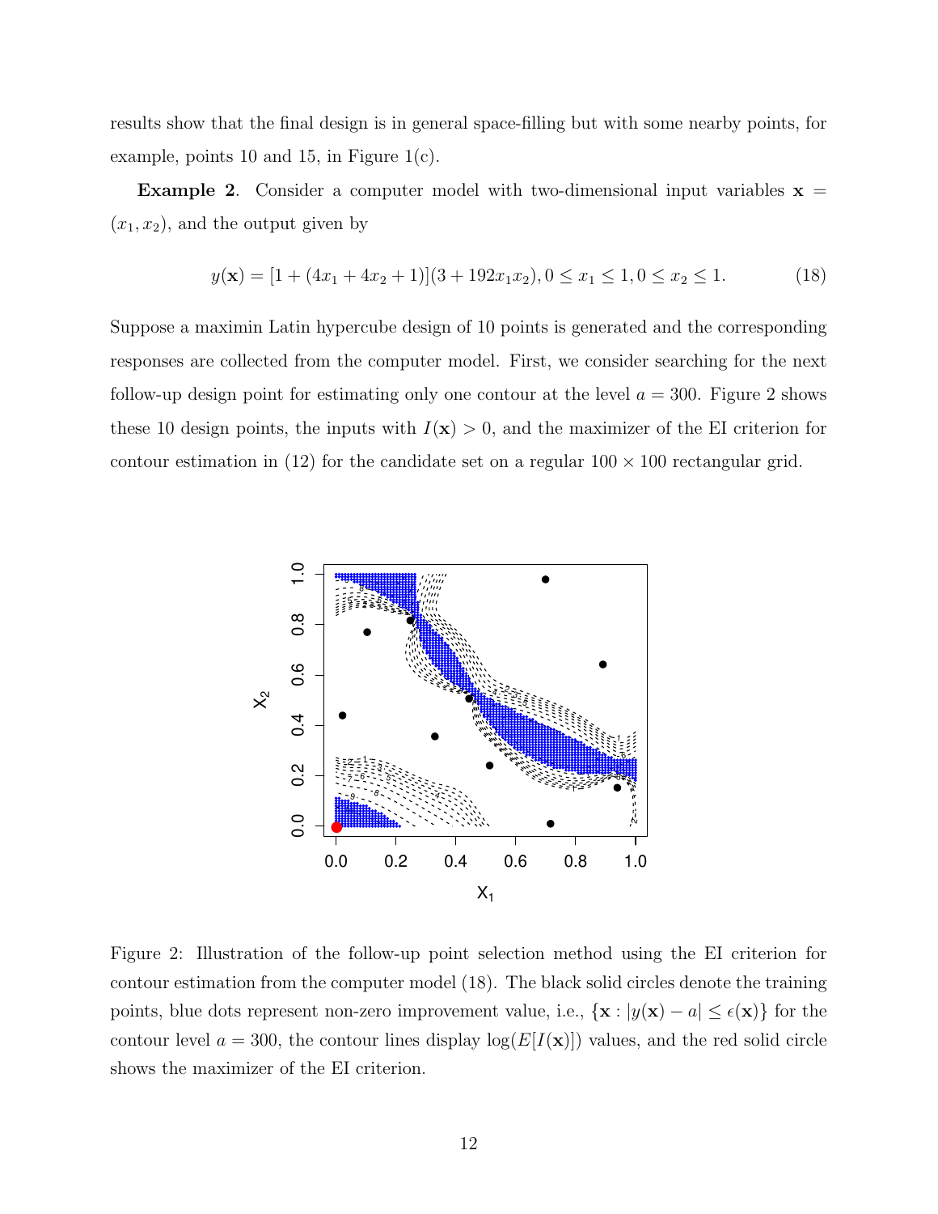results show that the final design is in general space-filling but with some nearby points, for example, points 10 and 15, in Figure 1(c).

**Example 2**. Consider a computer model with two-dimensional input variables $\mathbf{x} = (x_1, x_2)$, and the output given by

$$y(\mathbf{x}) = [1 + (4x_1 + 4x_2 + 1)](3 + 192x_1x_2), 0 \leq x_1 \leq 1, 0 \leq x_2 \leq 1. \quad (18)$$

Suppose a maximin Latin hypercube design of 10 points is generated and the corresponding responses are collected from the computer model. First, we consider searching for the next follow-up design point for estimating only one contour at the level $a = 300$. Figure 2 shows these 10 design points, the inputs with $I(\mathbf{x}) > 0$, and the maximizer of the EI criterion for contour estimation in (12) for the candidate set on a regular $100 \times 100$ rectangular grid.

Figure 2: Illustration of the follow-up point selection method using the EI criterion for contour estimation from the computer model (18). The black solid circles denote the training points, blue dots represent non-zero improvement value, i.e., $\{\mathbf{x} : |y(\mathbf{x}) - a| \leq \epsilon(\mathbf{x})\}$ for the contour level $a = 300$, the contour lines display $\log(E[I(\mathbf{x})])$ values, and the red solid circle shows the maximizer of the EI criterion.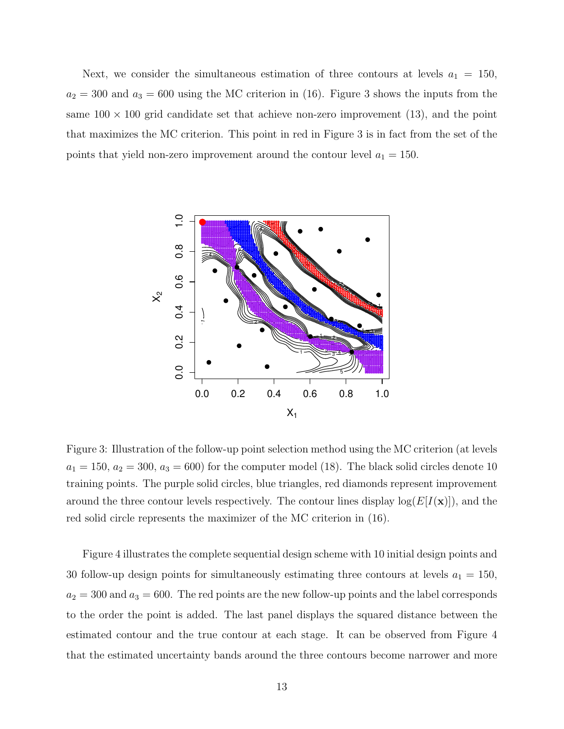Next, we consider the simultaneous estimation of three contours at levels $a_1 = 150$, $a_2 = 300$ and $a_3 = 600$ using the MC criterion in (16). Figure 3 shows the inputs from the same $100 \times 100$ grid candidate set that achieve non-zero improvement (13), and the point that maximizes the MC criterion. This point in red in Figure 3 is in fact from the set of the points that yield non-zero improvement around the contour level $a_1 = 150$.

Figure 3: Illustration of the follow-up point selection method using the MC criterion (at levels $a_1 = 150$, $a_2 = 300$, $a_3 = 600$) for the computer model (18). The black solid circles denote 10 training points. The purple solid circles, blue triangles, red diamonds represent improvement around the three contour levels respectively. The contour lines display $\log(E[I(\mathbf{x})])$, and the red solid circle represents the maximizer of the MC criterion in (16).

Figure 4 illustrates the complete sequential design scheme with 10 initial design points and 30 follow-up design points for simultaneously estimating three contours at levels $a_1 = 150$, $a_2 = 300$ and $a_3 = 600$. The red points are the new follow-up points and the label corresponds to the order the point is added. The last panel displays the squared distance between the estimated contour and the true contour at each stage. It can be observed from Figure 4 that the estimated uncertainty bands around the three contours become narrower and more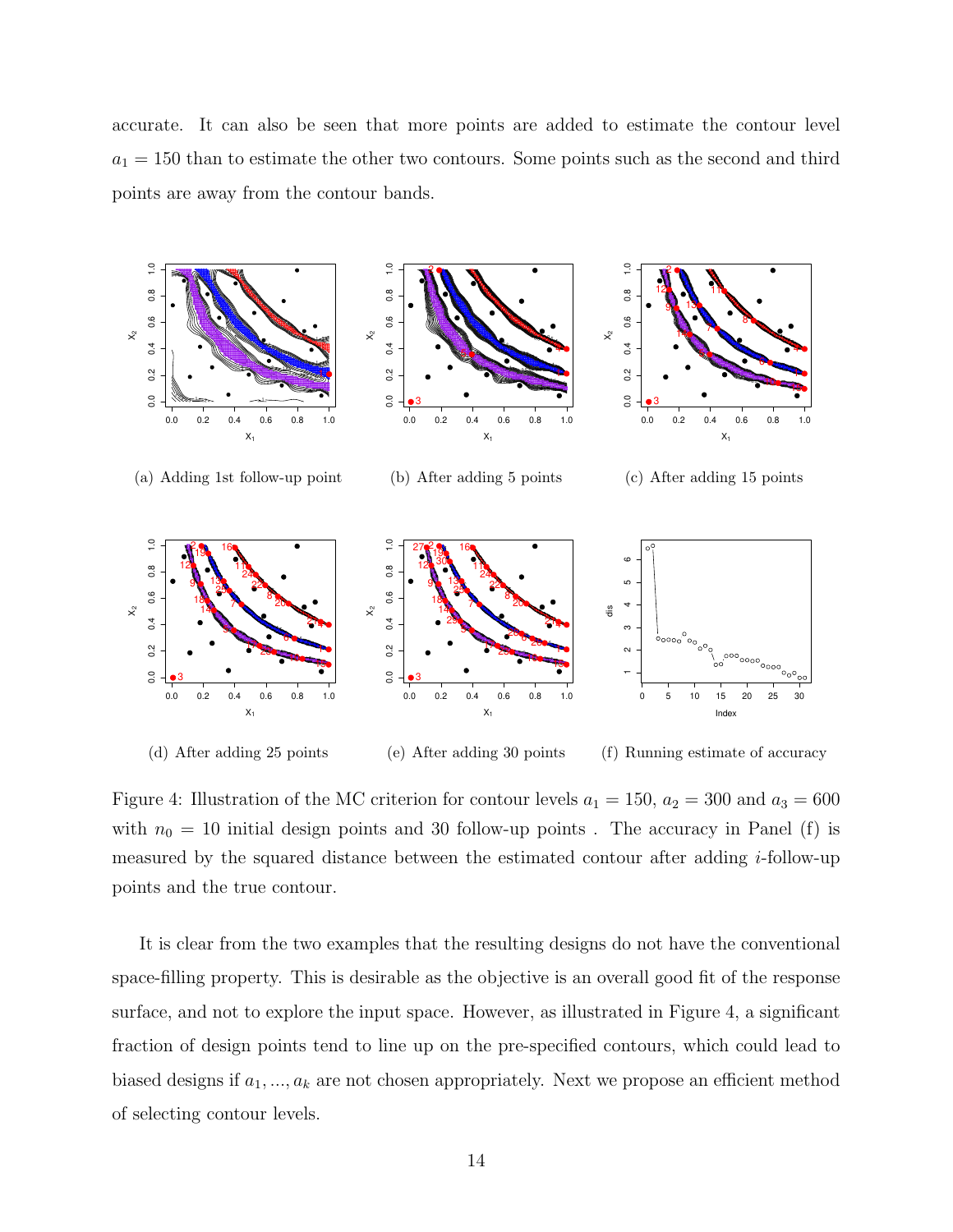accurate. It can also be seen that more points are added to estimate the contour level $a_1 = 150$ than to estimate the other two contours. Some points such as the second and third points are away from the contour bands.

(a) Adding 1st follow-up point

(b) After adding 5 points

(c) After adding 15 points

(d) After adding 25 points

(e) After adding 30 points

(f) Running estimate of accuracy

Figure 4: Illustration of the MC criterion for contour levels $a_1 = 150$, $a_2 = 300$ and $a_3 = 600$ with $n_0 = 10$ initial design points and 30 follow-up points . The accuracy in Panel (f) is measured by the squared distance between the estimated contour after adding $i$-follow-up points and the true contour.

It is clear from the two examples that the resulting designs do not have the conventional space-filling property. This is desirable as the objective is an overall good fit of the response surface, and not to explore the input space. However, as illustrated in Figure 4, a significant fraction of design points tend to line up on the pre-specified contours, which could lead to biased designs if $a_1, ..., a_k$ are not chosen appropriately. Next we propose an efficient method of selecting contour levels.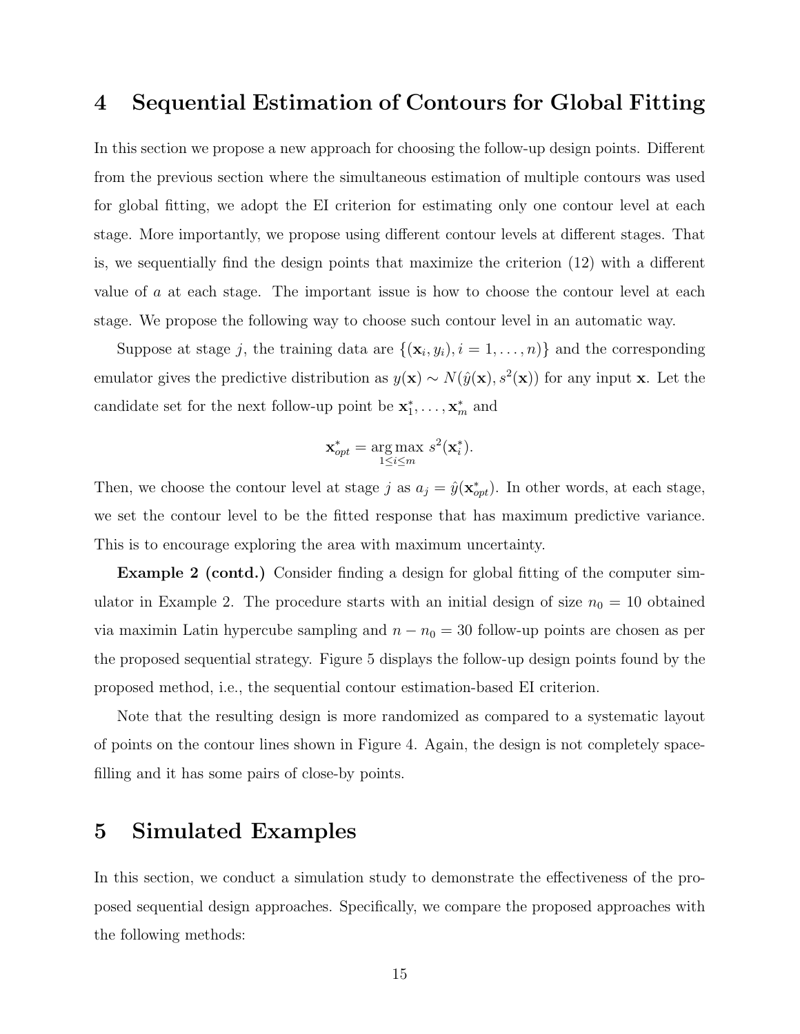# 4 Sequential Estimation of Contours for Global Fitting

In this section we propose a new approach for choosing the follow-up design points. Different from the previous section where the simultaneous estimation of multiple contours was used for global fitting, we adopt the EI criterion for estimating only one contour level at each stage. More importantly, we propose using different contour levels at different stages. That is, we sequentially find the design points that maximize the criterion (12) with a different value of $a$ at each stage. The important issue is how to choose the contour level at each stage. We propose the following way to choose such contour level in an automatic way.

Suppose at stage $j$, the training data are $\{(\mathbf{x}_i, y_i), i = 1, \ldots, n)\}$ and the corresponding emulator gives the predictive distribution as $y(\mathbf{x}) \sim N(\hat{y}(\mathbf{x}), s^2(\mathbf{x}))$ for any input $\mathbf{x}$. Let the candidate set for the next follow-up point be $\mathbf{x}_1^*, \ldots, \mathbf{x}_m^*$ and

$$\mathbf{x}_{opt}^* = \underset{1 \le i \le m}{\arg\max}\ s^2(\mathbf{x}_i^*).$$

Then, we choose the contour level at stage $j$ as $a_j = \hat{y}(\mathbf{x}_{opt}^*)$. In other words, at each stage, we set the contour level to be the fitted response that has maximum predictive variance. This is to encourage exploring the area with maximum uncertainty.

**Example 2 (contd.)** Consider finding a design for global fitting of the computer simulator in Example 2. The procedure starts with an initial design of size $n_0 = 10$ obtained via maximin Latin hypercube sampling and $n - n_0 = 30$ follow-up points are chosen as per the proposed sequential strategy. Figure 5 displays the follow-up design points found by the proposed method, i.e., the sequential contour estimation-based EI criterion.

Note that the resulting design is more randomized as compared to a systematic layout of points on the contour lines shown in Figure 4. Again, the design is not completely space-filling and it has some pairs of close-by points.

# 5 Simulated Examples

In this section, we conduct a simulation study to demonstrate the effectiveness of the proposed sequential design approaches. Specifically, we compare the proposed approaches with the following methods: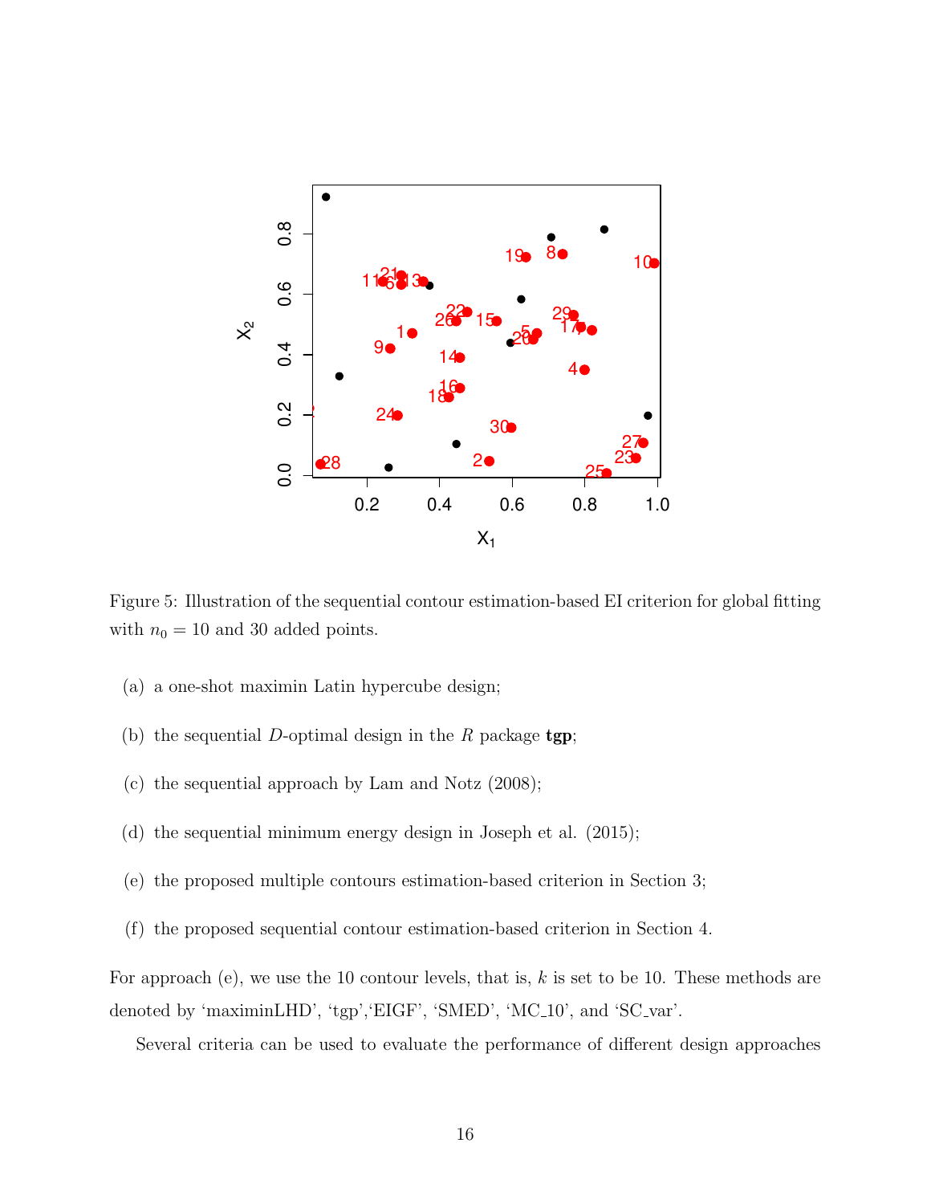Figure 5: Illustration of the sequential contour estimation-based EI criterion for global fitting with $n_0 = 10$ and 30 added points.

(a) a one-shot maximin Latin hypercube design;

(b) the sequential $D$-optimal design in the $R$ package **tgp**;

(c) the sequential approach by Lam and Notz (2008);

(d) the sequential minimum energy design in Joseph et al. (2015);

(e) the proposed multiple contours estimation-based criterion in Section 3;

(f) the proposed sequential contour estimation-based criterion in Section 4.

For approach (e), we use the 10 contour levels, that is, $k$ is set to be 10. These methods are denoted by 'maximinLHD', 'tgp','EIGF', 'SMED', 'MC_10', and 'SC_var'.

Several criteria can be used to evaluate the performance of different design approaches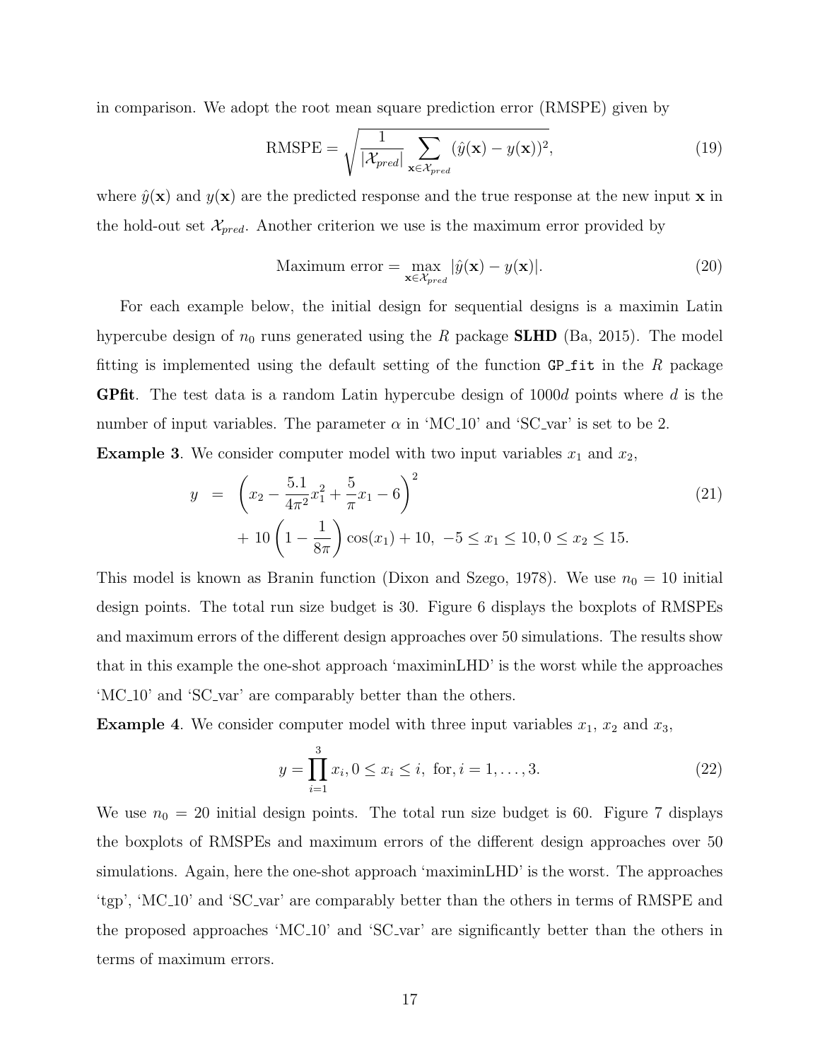in comparison. We adopt the root mean square prediction error (RMSPE) given by

$$\text{RMSPE} = \sqrt{\frac{1}{|\mathcal{X}_{pred}|} \sum_{\mathbf{x} \in \mathcal{X}_{pred}} (\hat{y}(\mathbf{x}) - y(\mathbf{x}))^2}, \tag{19}$$

where $\hat{y}(\mathbf{x})$ and $y(\mathbf{x})$ are the predicted response and the true response at the new input $\mathbf{x}$ in the hold-out set $\mathcal{X}_{pred}$. Another criterion we use is the maximum error provided by

$$\text{Maximum error} = \max_{\mathbf{x} \in \mathcal{X}_{pred}} |\hat{y}(\mathbf{x}) - y(\mathbf{x})|. \tag{20}$$

For each example below, the initial design for sequential designs is a maximin Latin hypercube design of $n_0$ runs generated using the *R* package **SLHD** (Ba, 2015). The model fitting is implemented using the default setting of the function `GP_fit` in the *R* package **GPfit**. The test data is a random Latin hypercube design of $1000d$ points where $d$ is the number of input variables. The parameter $\alpha$ in 'MC_10' and 'SC_var' is set to be 2.

**Example 3**. We consider computer model with two input variables $x_1$ and $x_2$,

$$\begin{aligned} y &= \left(x_2 - \frac{5.1}{4\pi^2}x_1^2 + \frac{5}{\pi}x_1 - 6\right)^2 \\ &\quad + 10\left(1 - \frac{1}{8\pi}\right)\cos(x_1) + 10, \ -5 \le x_1 \le 10, 0 \le x_2 \le 15. \end{aligned} \tag{21}$$

This model is known as Branin function (Dixon and Szego, 1978). We use $n_0 = 10$ initial design points. The total run size budget is 30. Figure 6 displays the boxplots of RMSPEs and maximum errors of the different design approaches over 50 simulations. The results show that in this example the one-shot approach 'maximinLHD' is the worst while the approaches 'MC_10' and 'SC_var' are comparably better than the others.

**Example 4**. We consider computer model with three input variables $x_1$, $x_2$ and $x_3$,

$$y = \prod_{i=1}^{3} x_i, 0 \le x_i \le i, \text{ for}, i = 1, \ldots, 3. \tag{22}$$

We use $n_0 = 20$ initial design points. The total run size budget is 60. Figure 7 displays the boxplots of RMSPEs and maximum errors of the different design approaches over 50 simulations. Again, here the one-shot approach 'maximinLHD' is the worst. The approaches 'tgp', 'MC_10' and 'SC_var' are comparably better than the others in terms of RMSPE and the proposed approaches 'MC_10' and 'SC_var' are significantly better than the others in terms of maximum errors.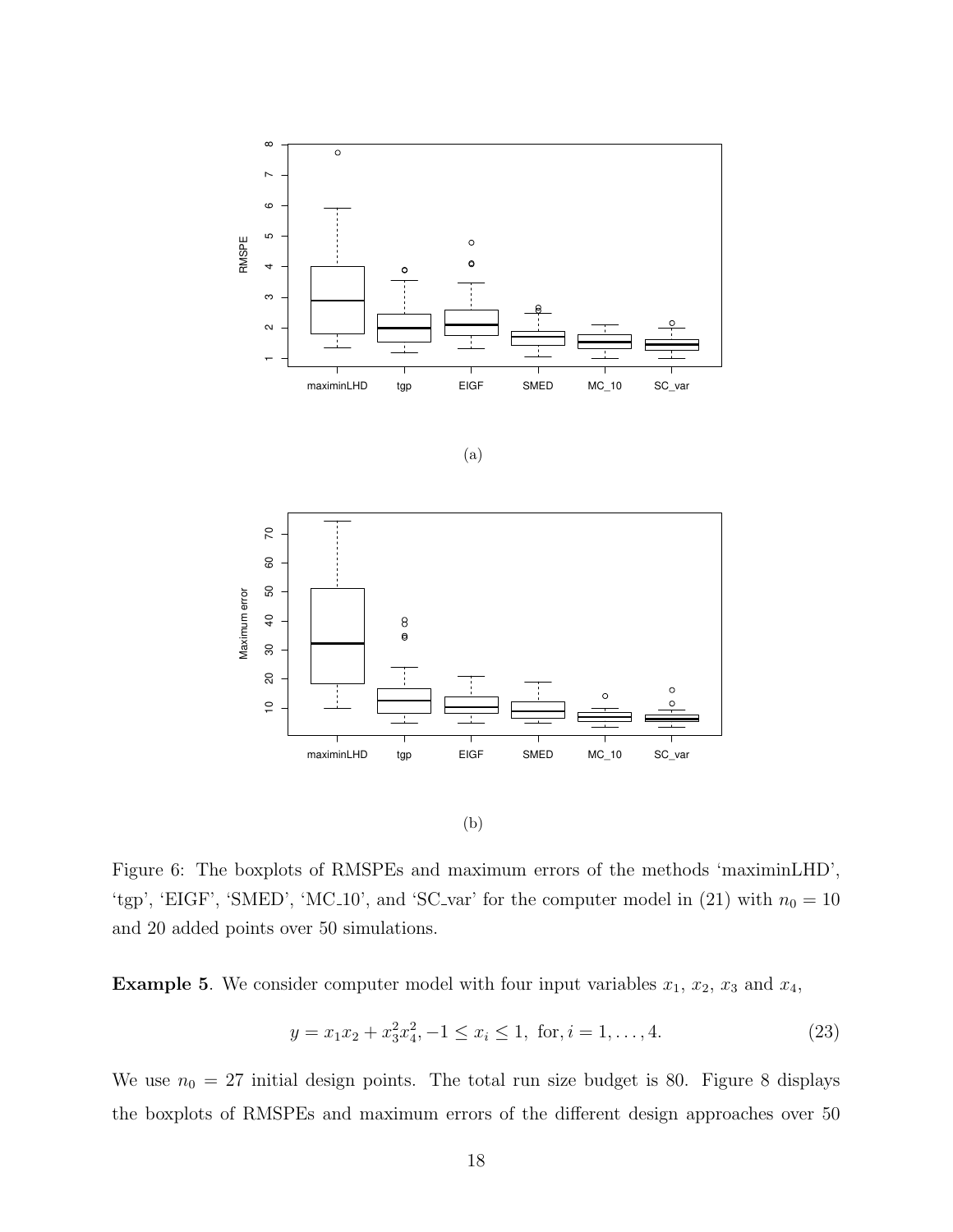(a)

(b)

Figure 6: The boxplots of RMSPEs and maximum errors of the methods 'maximinLHD', 'tgp', 'EIGF', 'SMED', 'MC_10', and 'SC_var' for the computer model in (21) with $n_0 = 10$ and 20 added points over 50 simulations.

**Example 5**. We consider computer model with four input variables $x_1$, $x_2$, $x_3$ and $x_4$,

$$y = x_1x_2 + x_3^2x_4^2, -1 \leq x_i \leq 1, \text{ for}, i = 1, \ldots, 4. \tag{23}$$

We use $n_0 = 27$ initial design points. The total run size budget is 80. Figure 8 displays the boxplots of RMSPEs and maximum errors of the different design approaches over 50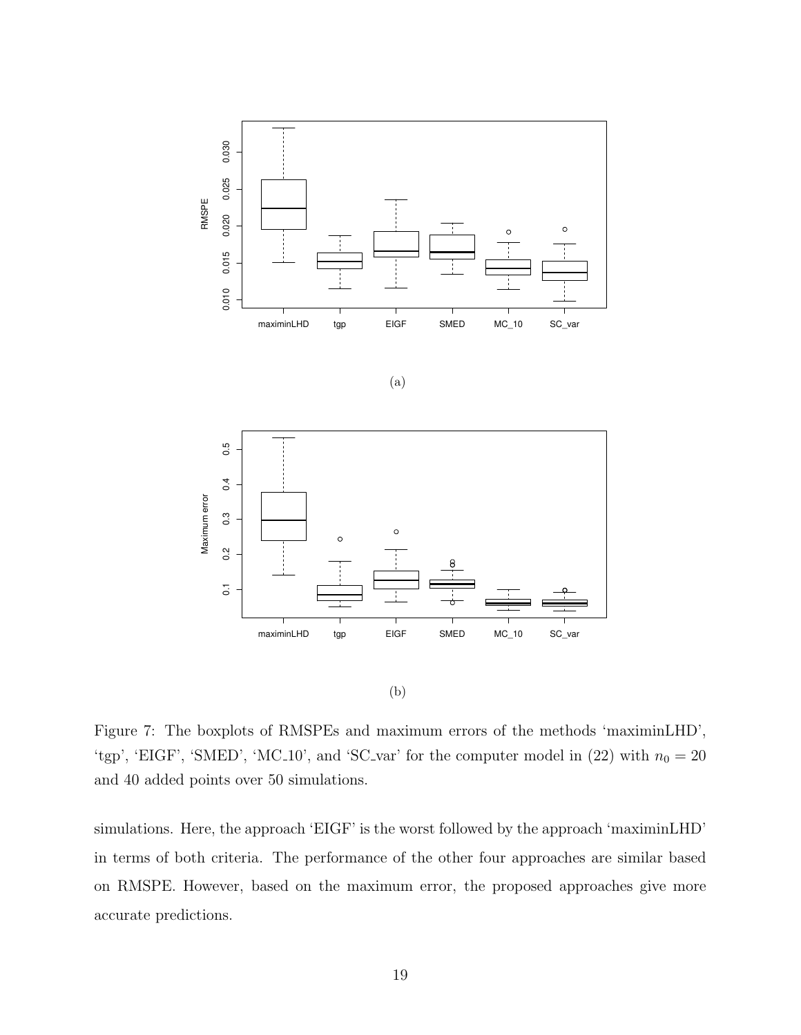(a)

(b)

Figure 7: The boxplots of RMSPEs and maximum errors of the methods 'maximinLHD', 'tgp', 'EIGF', 'SMED', 'MC_10', and 'SC_var' for the computer model in (22) with $n_0 = 20$ and 40 added points over 50 simulations.

simulations. Here, the approach 'EIGF' is the worst followed by the approach 'maximinLHD' in terms of both criteria. The performance of the other four approaches are similar based on RMSPE. However, based on the maximum error, the proposed approaches give more accurate predictions.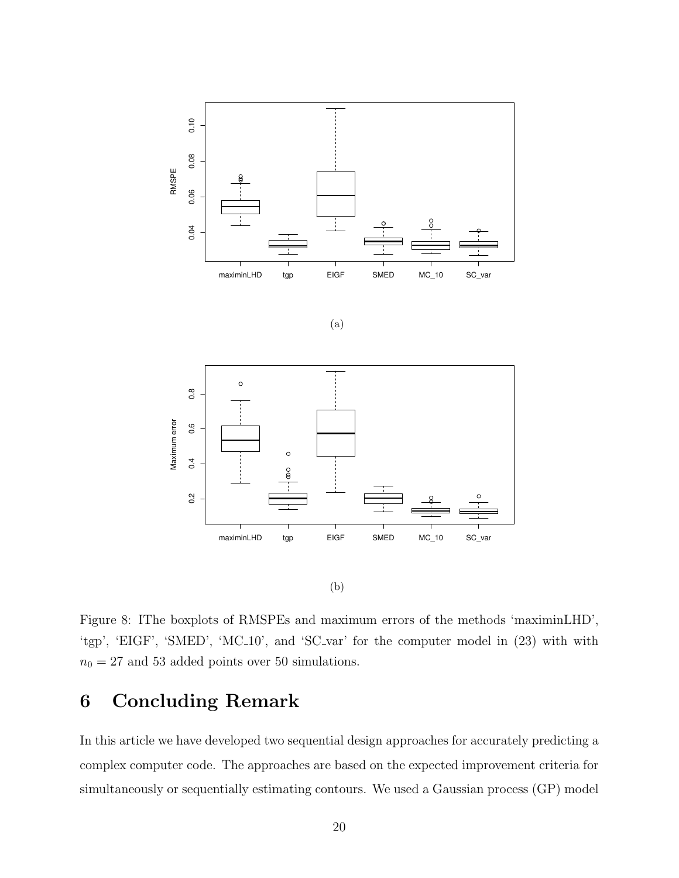(a)

(b)

Figure 8: IThe boxplots of RMSPEs and maximum errors of the methods 'maximinLHD', 'tgp', 'EIGF', 'SMED', 'MC_10', and 'SC_var' for the computer model in (23) with with $n_0 = 27$ and 53 added points over 50 simulations.

# 6 Concluding Remark

In this article we have developed two sequential design approaches for accurately predicting a complex computer code. The approaches are based on the expected improvement criteria for simultaneously or sequentially estimating contours. We used a Gaussian process (GP) model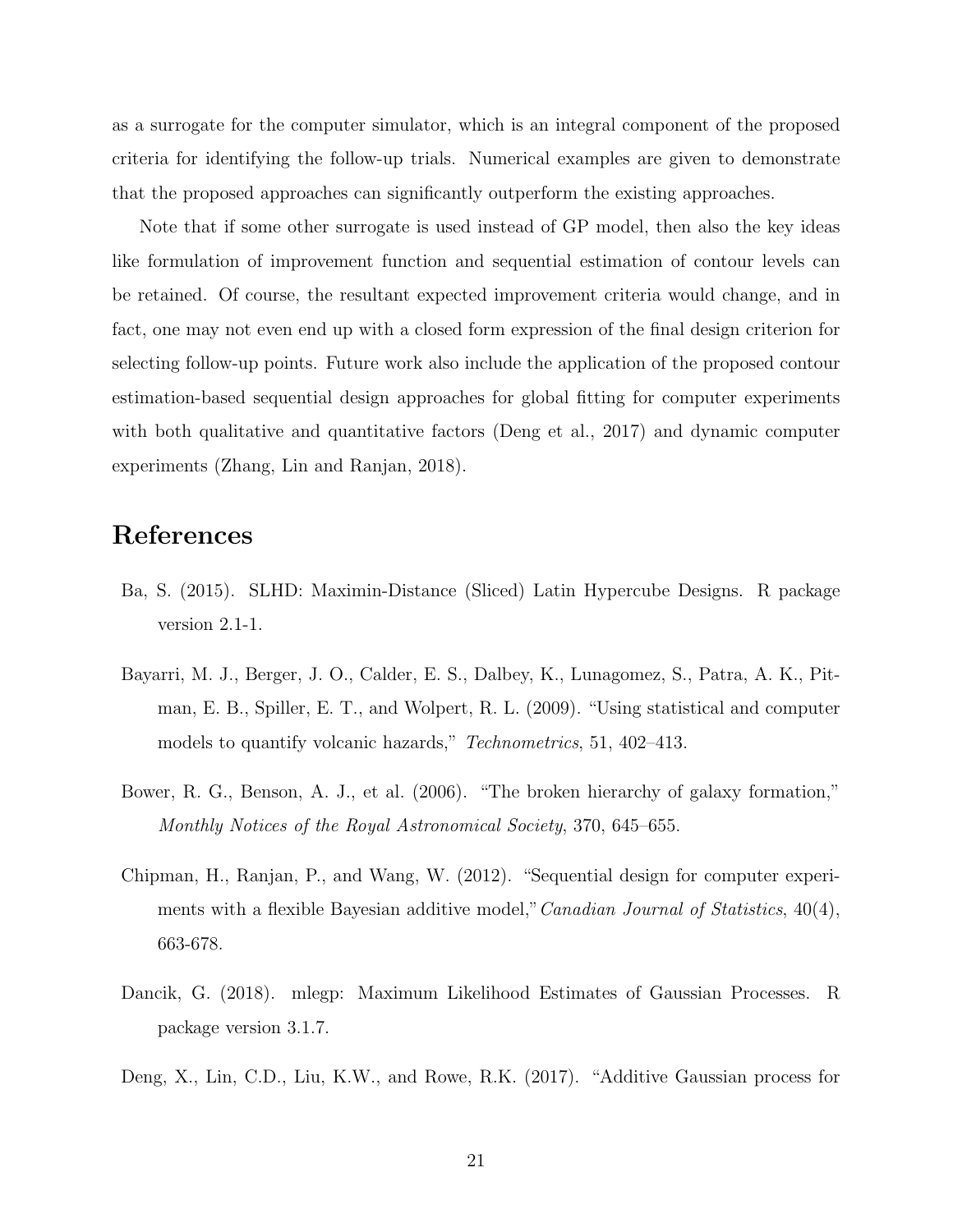as a surrogate for the computer simulator, which is an integral component of the proposed criteria for identifying the follow-up trials. Numerical examples are given to demonstrate that the proposed approaches can significantly outperform the existing approaches.

Note that if some other surrogate is used instead of GP model, then also the key ideas like formulation of improvement function and sequential estimation of contour levels can be retained. Of course, the resultant expected improvement criteria would change, and in fact, one may not even end up with a closed form expression of the final design criterion for selecting follow-up points. Future work also include the application of the proposed contour estimation-based sequential design approaches for global fitting for computer experiments with both qualitative and quantitative factors (Deng et al., 2017) and dynamic computer experiments (Zhang, Lin and Ranjan, 2018).

# References

Ba, S. (2015). SLHD: Maximin-Distance (Sliced) Latin Hypercube Designs. R package version 2.1-1.

Bayarri, M. J., Berger, J. O., Calder, E. S., Dalbey, K., Lunagomez, S., Patra, A. K., Pitman, E. B., Spiller, E. T., and Wolpert, R. L. (2009). "Using statistical and computer models to quantify volcanic hazards," *Technometrics*, 51, 402–413.

Bower, R. G., Benson, A. J., et al. (2006). "The broken hierarchy of galaxy formation," *Monthly Notices of the Royal Astronomical Society*, 370, 645–655.

Chipman, H., Ranjan, P., and Wang, W. (2012). "Sequential design for computer experiments with a flexible Bayesian additive model," *Canadian Journal of Statistics*, 40(4), 663-678.

Dancik, G. (2018). mlegp: Maximum Likelihood Estimates of Gaussian Processes. R package version 3.1.7.

Deng, X., Lin, C.D., Liu, K.W., and Rowe, R.K. (2017). "Additive Gaussian process for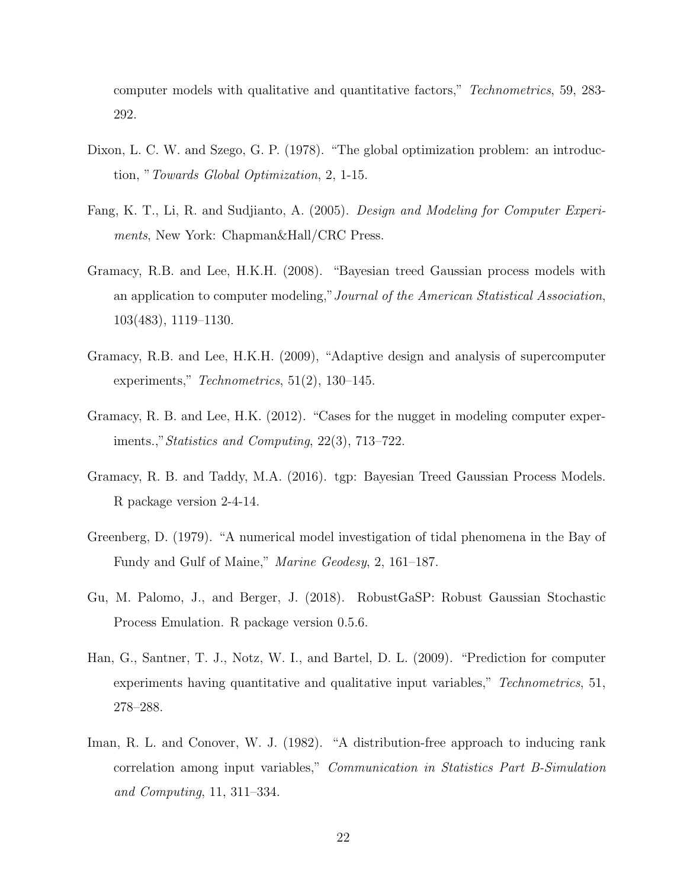computer models with qualitative and quantitative factors," *Technometrics*, 59, 283-292.

Dixon, L. C. W. and Szego, G. P. (1978). "The global optimization problem: an introduction, " *Towards Global Optimization*, 2, 1-15.

Fang, K. T., Li, R. and Sudjianto, A. (2005). *Design and Modeling for Computer Experiments*, New York: Chapman&Hall/CRC Press.

Gramacy, R.B. and Lee, H.K.H. (2008). "Bayesian treed Gaussian process models with an application to computer modeling," *Journal of the American Statistical Association*, 103(483), 1119–1130.

Gramacy, R.B. and Lee, H.K.H. (2009), "Adaptive design and analysis of supercomputer experiments," *Technometrics*, 51(2), 130–145.

Gramacy, R. B. and Lee, H.K. (2012). "Cases for the nugget in modeling computer experiments.," *Statistics and Computing*, 22(3), 713–722.

Gramacy, R. B. and Taddy, M.A. (2016). tgp: Bayesian Treed Gaussian Process Models. R package version 2-4-14.

Greenberg, D. (1979). "A numerical model investigation of tidal phenomena in the Bay of Fundy and Gulf of Maine," *Marine Geodesy*, 2, 161–187.

Gu, M. Palomo, J., and Berger, J. (2018). RobustGaSP: Robust Gaussian Stochastic Process Emulation. R package version 0.5.6.

Han, G., Santner, T. J., Notz, W. I., and Bartel, D. L. (2009). "Prediction for computer experiments having quantitative and qualitative input variables," *Technometrics*, 51, 278–288.

Iman, R. L. and Conover, W. J. (1982). "A distribution-free approach to inducing rank correlation among input variables," *Communication in Statistics Part B-Simulation and Computing*, 11, 311–334.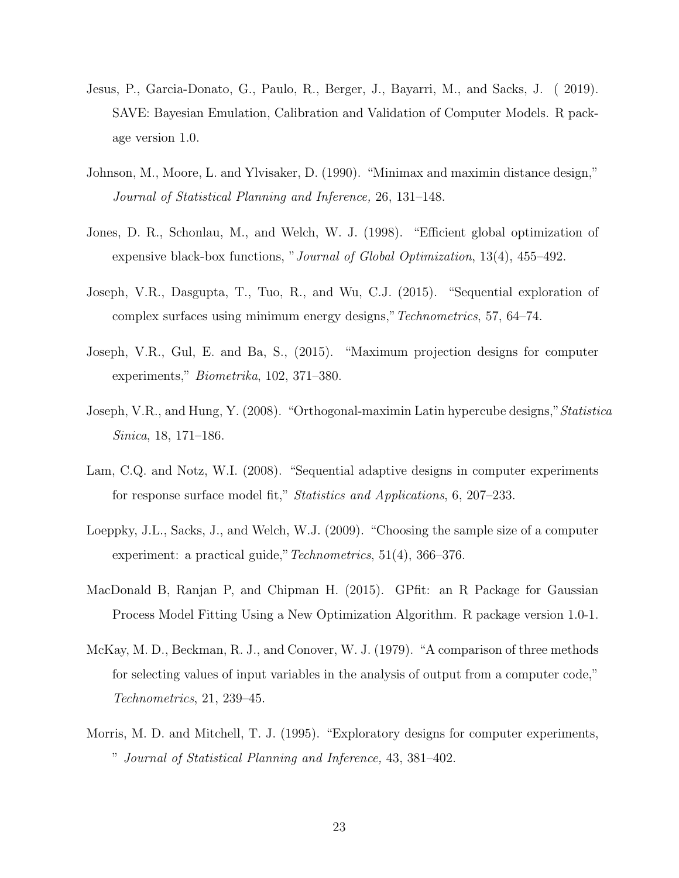Jesus, P., Garcia-Donato, G., Paulo, R., Berger, J., Bayarri, M., and Sacks, J. ( 2019). SAVE: Bayesian Emulation, Calibration and Validation of Computer Models. R package version 1.0.

Johnson, M., Moore, L. and Ylvisaker, D. (1990). "Minimax and maximin distance design," *Journal of Statistical Planning and Inference,* 26, 131–148.

Jones, D. R., Schonlau, M., and Welch, W. J. (1998). "Efficient global optimization of expensive black-box functions, " *Journal of Global Optimization*, 13(4), 455–492.

Joseph, V.R., Dasgupta, T., Tuo, R., and Wu, C.J. (2015). "Sequential exploration of complex surfaces using minimum energy designs," *Technometrics*, 57, 64–74.

Joseph, V.R., Gul, E. and Ba, S., (2015). "Maximum projection designs for computer experiments," *Biometrika*, 102, 371–380.

Joseph, V.R., and Hung, Y. (2008). "Orthogonal-maximin Latin hypercube designs," *Statistica Sinica*, 18, 171–186.

Lam, C.Q. and Notz, W.I. (2008). "Sequential adaptive designs in computer experiments for response surface model fit," *Statistics and Applications*, 6, 207–233.

Loeppky, J.L., Sacks, J., and Welch, W.J. (2009). "Choosing the sample size of a computer experiment: a practical guide," *Technometrics*, 51(4), 366–376.

MacDonald B, Ranjan P, and Chipman H. (2015). GPfit: an R Package for Gaussian Process Model Fitting Using a New Optimization Algorithm. R package version 1.0-1.

McKay, M. D., Beckman, R. J., and Conover, W. J. (1979). "A comparison of three methods for selecting values of input variables in the analysis of output from a computer code," *Technometrics*, 21, 239–45.

Morris, M. D. and Mitchell, T. J. (1995). "Exploratory designs for computer experiments, " *Journal of Statistical Planning and Inference,* 43, 381–402.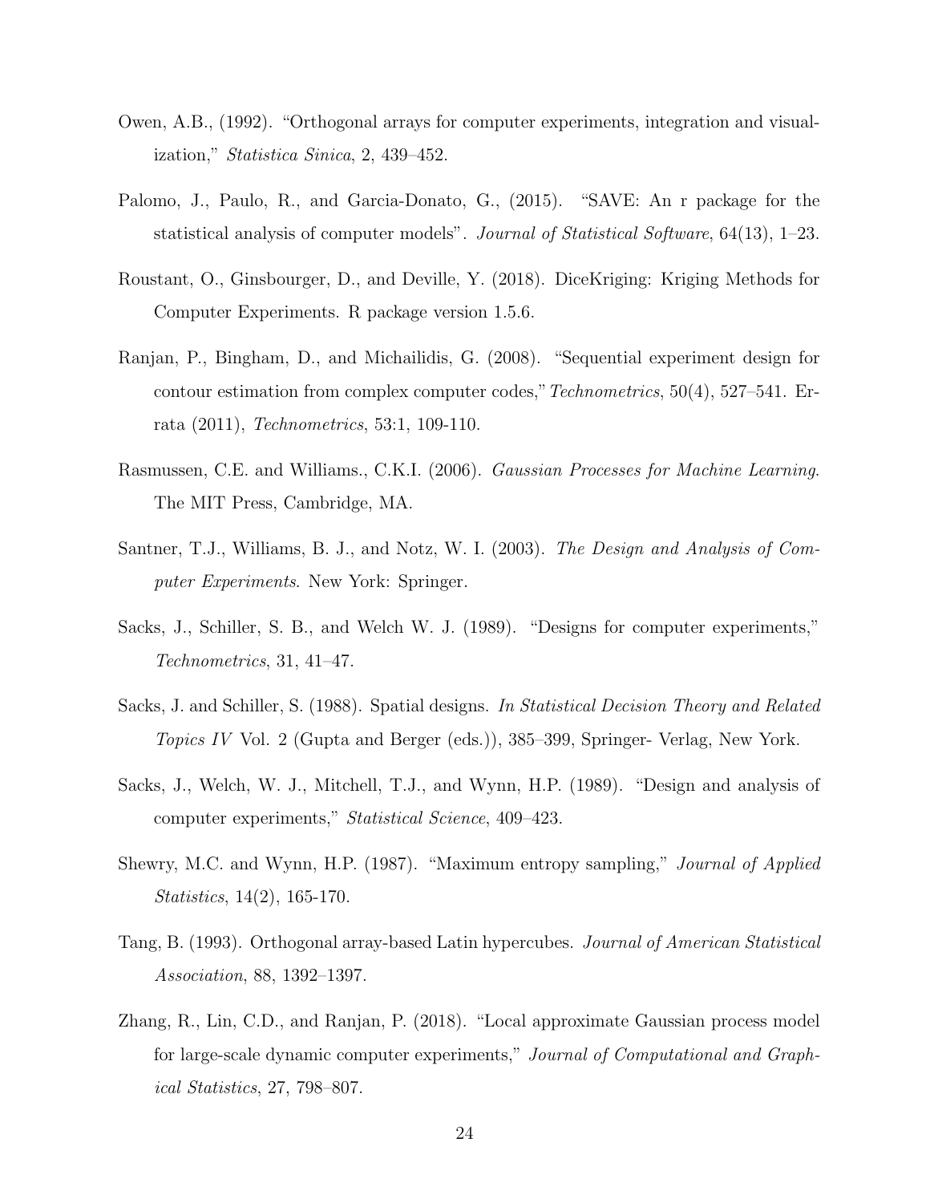Owen, A.B., (1992). "Orthogonal arrays for computer experiments, integration and visualization," *Statistica Sinica*, 2, 439–452.

Palomo, J., Paulo, R., and Garcia-Donato, G., (2015). "SAVE: An r package for the statistical analysis of computer models". *Journal of Statistical Software*, 64(13), 1–23.

Roustant, O., Ginsbourger, D., and Deville, Y. (2018). DiceKriging: Kriging Methods for Computer Experiments. R package version 1.5.6.

Ranjan, P., Bingham, D., and Michailidis, G. (2008). "Sequential experiment design for contour estimation from complex computer codes," *Technometrics*, 50(4), 527–541. Errata (2011), *Technometrics*, 53:1, 109-110.

Rasmussen, C.E. and Williams., C.K.I. (2006). *Gaussian Processes for Machine Learning*. The MIT Press, Cambridge, MA.

Santner, T.J., Williams, B. J., and Notz, W. I. (2003). *The Design and Analysis of Computer Experiments*. New York: Springer.

Sacks, J., Schiller, S. B., and Welch W. J. (1989). "Designs for computer experiments," *Technometrics*, 31, 41–47.

Sacks, J. and Schiller, S. (1988). Spatial designs. *In Statistical Decision Theory and Related Topics IV* Vol. 2 (Gupta and Berger (eds.)), 385–399, Springer- Verlag, New York.

Sacks, J., Welch, W. J., Mitchell, T.J., and Wynn, H.P. (1989). "Design and analysis of computer experiments," *Statistical Science*, 409–423.

Shewry, M.C. and Wynn, H.P. (1987). "Maximum entropy sampling," *Journal of Applied Statistics*, 14(2), 165-170.

Tang, B. (1993). Orthogonal array-based Latin hypercubes. *Journal of American Statistical Association*, 88, 1392–1397.

Zhang, R., Lin, C.D., and Ranjan, P. (2018). "Local approximate Gaussian process model for large-scale dynamic computer experiments," *Journal of Computational and Graphical Statistics*, 27, 798–807.